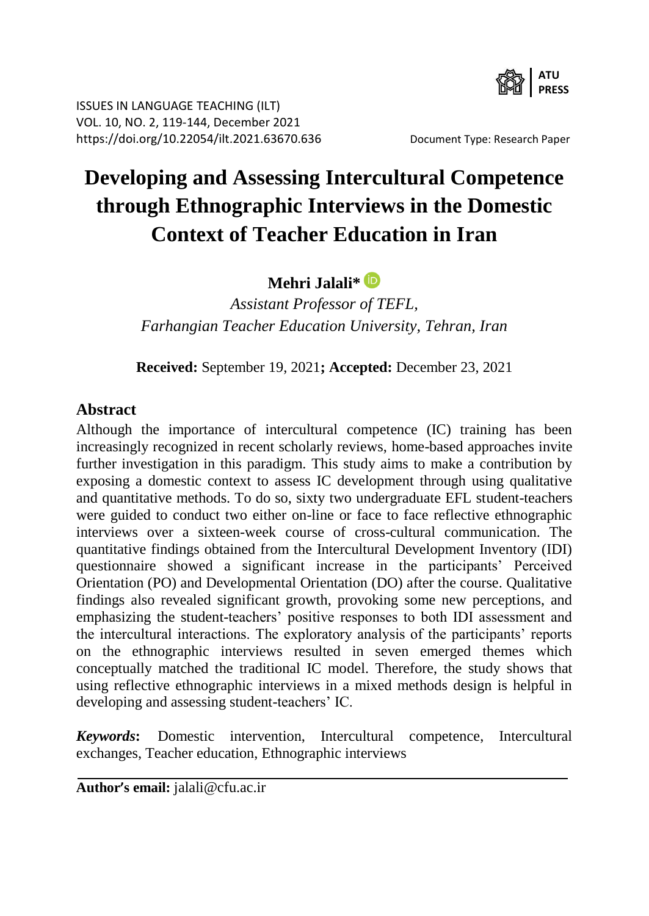ISSUES IN LANGUAGE TEACHING (ILT)
VOL. 10, NO. 2, 119-144, December 2021
https://doi.org/10.22054/ilt.2021.63670.636

Document Type: Research Paper

# Developing and Assessing Intercultural Competence through Ethnographic Interviews in the Domestic Context of Teacher Education in Iran

**Mehri Jalali***

*Assistant Professor of TEFL,*
*Farhangian Teacher Education University, Tehran, Iran*

**Received:** September 19, 2021**; Accepted:** December 23, 2021

## Abstract

Although the importance of intercultural competence (IC) training has been increasingly recognized in recent scholarly reviews, home-based approaches invite further investigation in this paradigm. This study aims to make a contribution by exposing a domestic context to assess IC development through using qualitative and quantitative methods. To do so, sixty two undergraduate EFL student-teachers were guided to conduct two either on-line or face to face reflective ethnographic interviews over a sixteen-week course of cross-cultural communication. The quantitative findings obtained from the Intercultural Development Inventory (IDI) questionnaire showed a significant increase in the participants' Perceived Orientation (PO) and Developmental Orientation (DO) after the course. Qualitative findings also revealed significant growth, provoking some new perceptions, and emphasizing the student-teachers' positive responses to both IDI assessment and the intercultural interactions. The exploratory analysis of the participants' reports on the ethnographic interviews resulted in seven emerged themes which conceptually matched the traditional IC model. Therefore, the study shows that using reflective ethnographic interviews in a mixed methods design is helpful in developing and assessing student-teachers' IC.

***Keywords*:** Domestic intervention, Intercultural competence, Intercultural exchanges, Teacher education, Ethnographic interviews

**Author's email:** jalali@cfu.ac.ir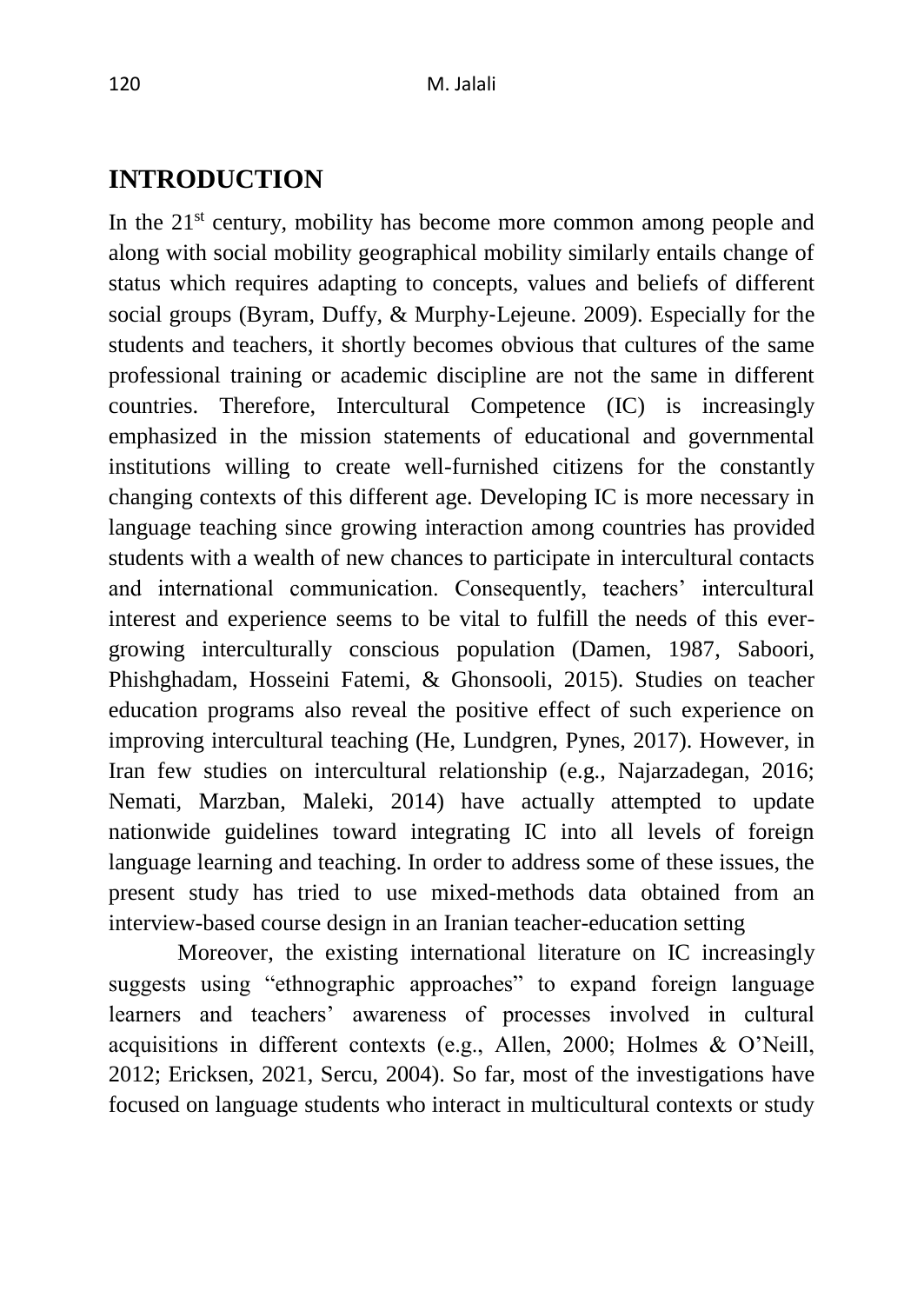## INTRODUCTION

In the 21st century, mobility has become more common among people and along with social mobility geographical mobility similarly entails change of status which requires adapting to concepts, values and beliefs of different social groups (Byram, Duffy, & Murphy-Lejeune. 2009). Especially for the students and teachers, it shortly becomes obvious that cultures of the same professional training or academic discipline are not the same in different countries. Therefore, Intercultural Competence (IC) is increasingly emphasized in the mission statements of educational and governmental institutions willing to create well-furnished citizens for the constantly changing contexts of this different age. Developing IC is more necessary in language teaching since growing interaction among countries has provided students with a wealth of new chances to participate in intercultural contacts and international communication. Consequently, teachers' intercultural interest and experience seems to be vital to fulfill the needs of this ever-growing interculturally conscious population (Damen, 1987, Saboori, Phishghadam, Hosseini Fatemi, & Ghonsooli, 2015). Studies on teacher education programs also reveal the positive effect of such experience on improving intercultural teaching (He, Lundgren, Pynes, 2017). However, in Iran few studies on intercultural relationship (e.g., Najarzadegan, 2016; Nemati, Marzban, Maleki, 2014) have actually attempted to update nationwide guidelines toward integrating IC into all levels of foreign language learning and teaching. In order to address some of these issues, the present study has tried to use mixed-methods data obtained from an interview-based course design in an Iranian teacher-education setting

Moreover, the existing international literature on IC increasingly suggests using "ethnographic approaches" to expand foreign language learners and teachers' awareness of processes involved in cultural acquisitions in different contexts (e.g., Allen, 2000; Holmes & O'Neill, 2012; Ericksen, 2021, Sercu, 2004). So far, most of the investigations have focused on language students who interact in multicultural contexts or study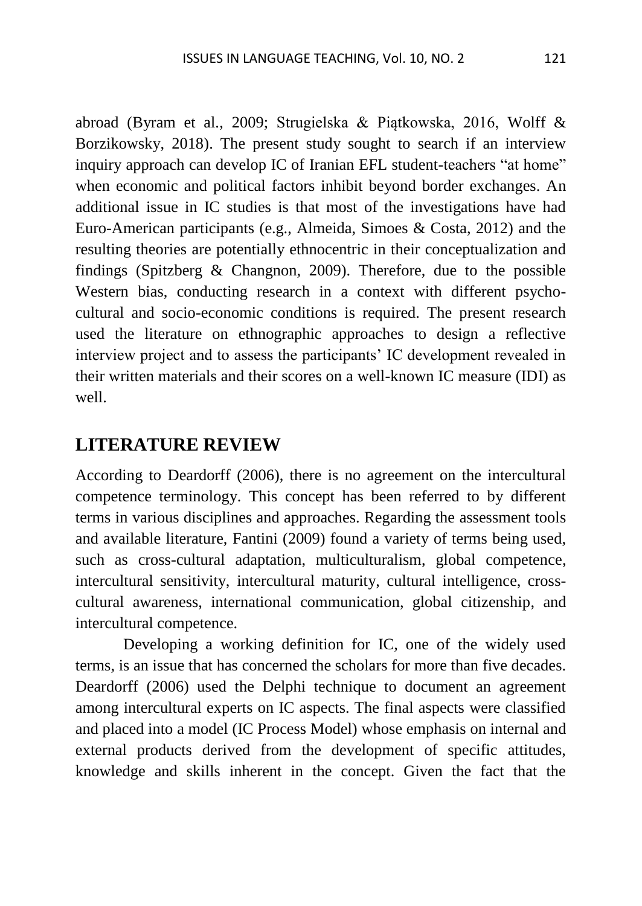abroad (Byram et al., 2009; Strugielska & Piątkowska, 2016, Wolff & Borzikowsky, 2018). The present study sought to search if an interview inquiry approach can develop IC of Iranian EFL student-teachers "at home" when economic and political factors inhibit beyond border exchanges. An additional issue in IC studies is that most of the investigations have had Euro-American participants (e.g., Almeida, Simoes & Costa, 2012) and the resulting theories are potentially ethnocentric in their conceptualization and findings (Spitzberg & Changnon, 2009). Therefore, due to the possible Western bias, conducting research in a context with different psycho-cultural and socio-economic conditions is required. The present research used the literature on ethnographic approaches to design a reflective interview project and to assess the participants' IC development revealed in their written materials and their scores on a well-known IC measure (IDI) as well.

## LITERATURE REVIEW

According to Deardorff (2006), there is no agreement on the intercultural competence terminology. This concept has been referred to by different terms in various disciplines and approaches. Regarding the assessment tools and available literature, Fantini (2009) found a variety of terms being used, such as cross-cultural adaptation, multiculturalism, global competence, intercultural sensitivity, intercultural maturity, cultural intelligence, cross-cultural awareness, international communication, global citizenship, and intercultural competence.

Developing a working definition for IC, one of the widely used terms, is an issue that has concerned the scholars for more than five decades. Deardorff (2006) used the Delphi technique to document an agreement among intercultural experts on IC aspects. The final aspects were classified and placed into a model (IC Process Model) whose emphasis on internal and external products derived from the development of specific attitudes, knowledge and skills inherent in the concept. Given the fact that the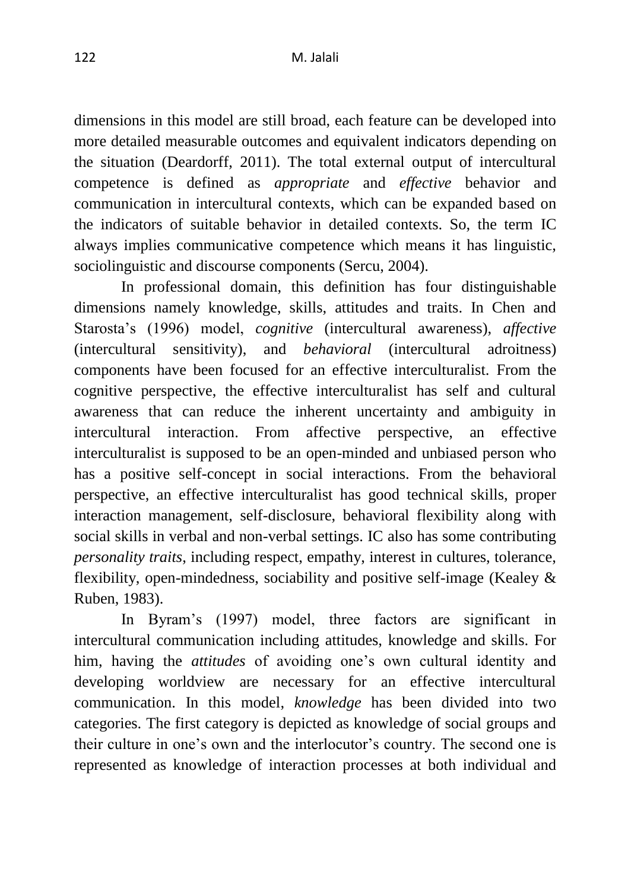dimensions in this model are still broad, each feature can be developed into more detailed measurable outcomes and equivalent indicators depending on the situation (Deardorff, 2011). The total external output of intercultural competence is defined as *appropriate* and *effective* behavior and communication in intercultural contexts, which can be expanded based on the indicators of suitable behavior in detailed contexts. So, the term IC always implies communicative competence which means it has linguistic, sociolinguistic and discourse components (Sercu, 2004).

In professional domain, this definition has four distinguishable dimensions namely knowledge, skills, attitudes and traits. In Chen and Starosta's (1996) model, *cognitive* (intercultural awareness), *affective* (intercultural sensitivity), and *behavioral* (intercultural adroitness) components have been focused for an effective interculturalist. From the cognitive perspective, the effective interculturalist has self and cultural awareness that can reduce the inherent uncertainty and ambiguity in intercultural interaction. From affective perspective, an effective interculturalist is supposed to be an open-minded and unbiased person who has a positive self-concept in social interactions. From the behavioral perspective, an effective interculturalist has good technical skills, proper interaction management, self-disclosure, behavioral flexibility along with social skills in verbal and non-verbal settings. IC also has some contributing *personality traits*, including respect, empathy, interest in cultures, tolerance, flexibility, open-mindedness, sociability and positive self-image (Kealey & Ruben, 1983).

In Byram's (1997) model, three factors are significant in intercultural communication including attitudes, knowledge and skills. For him, having the *attitudes* of avoiding one's own cultural identity and developing worldview are necessary for an effective intercultural communication. In this model, *knowledge* has been divided into two categories. The first category is depicted as knowledge of social groups and their culture in one's own and the interlocutor's country. The second one is represented as knowledge of interaction processes at both individual and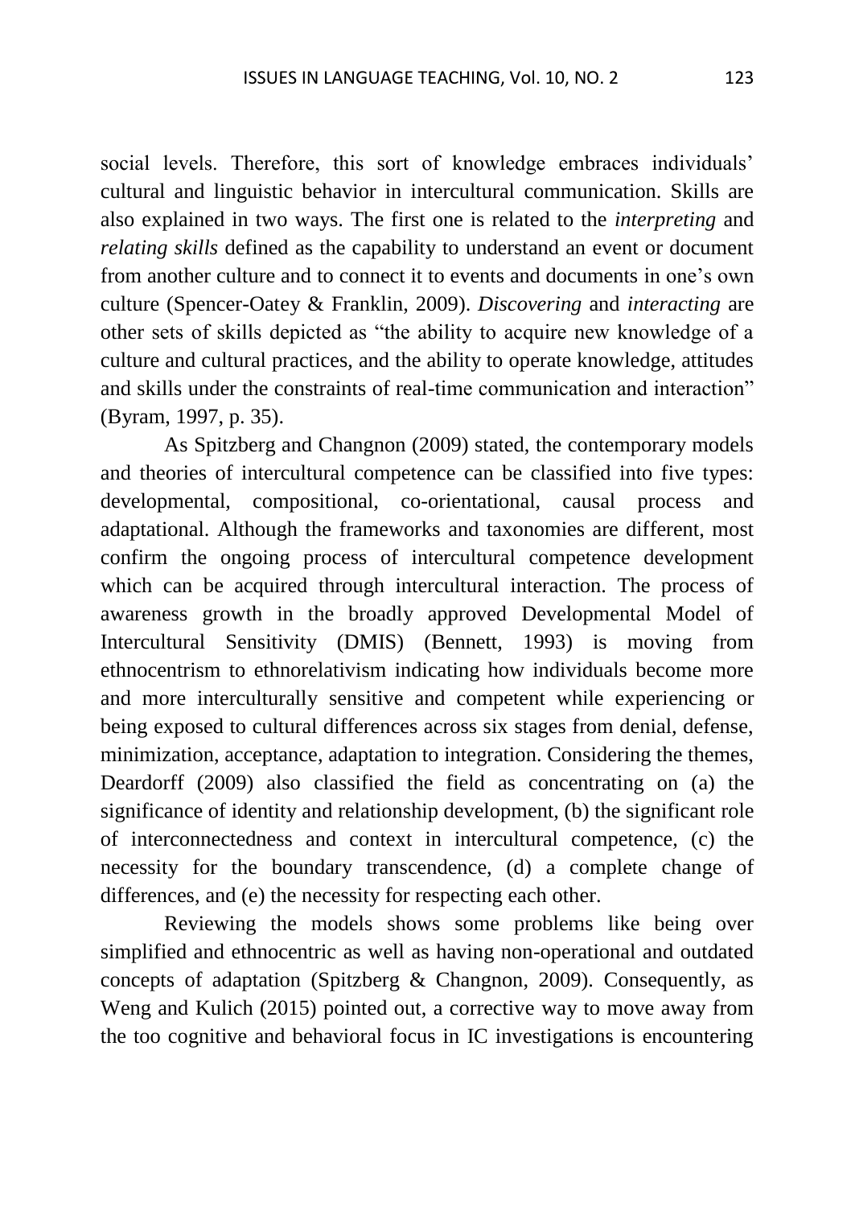social levels. Therefore, this sort of knowledge embraces individuals' cultural and linguistic behavior in intercultural communication. Skills are also explained in two ways. The first one is related to the *interpreting* and *relating skills* defined as the capability to understand an event or document from another culture and to connect it to events and documents in one's own culture (Spencer-Oatey & Franklin, 2009). *Discovering* and *interacting* are other sets of skills depicted as "the ability to acquire new knowledge of a culture and cultural practices, and the ability to operate knowledge, attitudes and skills under the constraints of real-time communication and interaction" (Byram, 1997, p. 35).

As Spitzberg and Changnon (2009) stated, the contemporary models and theories of intercultural competence can be classified into five types: developmental, compositional, co-orientational, causal process and adaptational. Although the frameworks and taxonomies are different, most confirm the ongoing process of intercultural competence development which can be acquired through intercultural interaction. The process of awareness growth in the broadly approved Developmental Model of Intercultural Sensitivity (DMIS) (Bennett, 1993) is moving from ethnocentrism to ethnorelativism indicating how individuals become more and more interculturally sensitive and competent while experiencing or being exposed to cultural differences across six stages from denial, defense, minimization, acceptance, adaptation to integration. Considering the themes, Deardorff (2009) also classified the field as concentrating on (a) the significance of identity and relationship development, (b) the significant role of interconnectedness and context in intercultural competence, (c) the necessity for the boundary transcendence, (d) a complete change of differences, and (e) the necessity for respecting each other.

Reviewing the models shows some problems like being over simplified and ethnocentric as well as having non-operational and outdated concepts of adaptation (Spitzberg & Changnon, 2009). Consequently, as Weng and Kulich (2015) pointed out, a corrective way to move away from the too cognitive and behavioral focus in IC investigations is encountering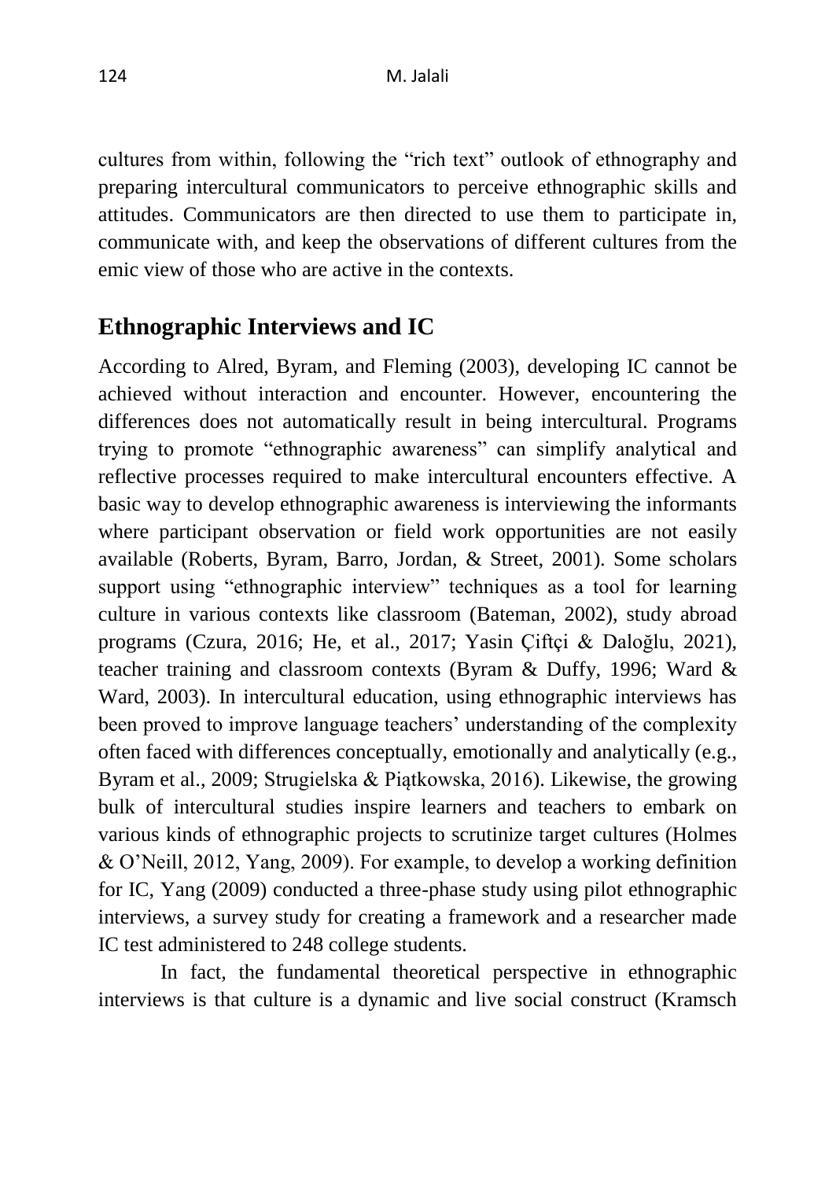cultures from within, following the "rich text" outlook of ethnography and preparing intercultural communicators to perceive ethnographic skills and attitudes. Communicators are then directed to use them to participate in, communicate with, and keep the observations of different cultures from the emic view of those who are active in the contexts.

## Ethnographic Interviews and IC

According to Alred, Byram, and Fleming (2003), developing IC cannot be achieved without interaction and encounter. However, encountering the differences does not automatically result in being intercultural. Programs trying to promote "ethnographic awareness" can simplify analytical and reflective processes required to make intercultural encounters effective. A basic way to develop ethnographic awareness is interviewing the informants where participant observation or field work opportunities are not easily available (Roberts, Byram, Barro, Jordan, & Street, 2001). Some scholars support using "ethnographic interview" techniques as a tool for learning culture in various contexts like classroom (Bateman, 2002), study abroad programs (Czura, 2016; He, et al., 2017; Yasin Çiftçi & Daloğlu, 2021), teacher training and classroom contexts (Byram & Duffy, 1996; Ward & Ward, 2003). In intercultural education, using ethnographic interviews has been proved to improve language teachers' understanding of the complexity often faced with differences conceptually, emotionally and analytically (e.g., Byram et al., 2009; Strugielska & Piątkowska, 2016). Likewise, the growing bulk of intercultural studies inspire learners and teachers to embark on various kinds of ethnographic projects to scrutinize target cultures (Holmes & O'Neill, 2012, Yang, 2009). For example, to develop a working definition for IC, Yang (2009) conducted a three-phase study using pilot ethnographic interviews, a survey study for creating a framework and a researcher made IC test administered to 248 college students.

In fact, the fundamental theoretical perspective in ethnographic interviews is that culture is a dynamic and live social construct (Kramsch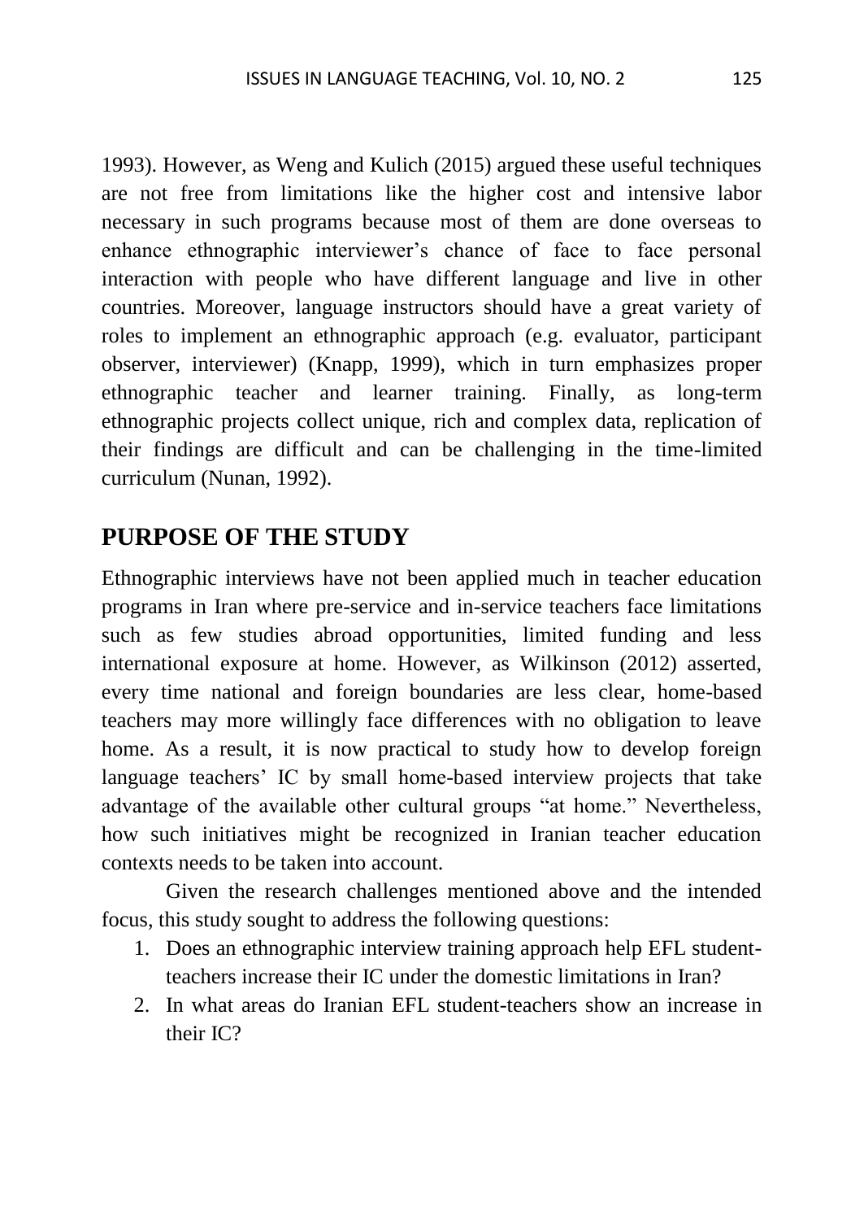1993). However, as Weng and Kulich (2015) argued these useful techniques are not free from limitations like the higher cost and intensive labor necessary in such programs because most of them are done overseas to enhance ethnographic interviewer's chance of face to face personal interaction with people who have different language and live in other countries. Moreover, language instructors should have a great variety of roles to implement an ethnographic approach (e.g. evaluator, participant observer, interviewer) (Knapp, 1999), which in turn emphasizes proper ethnographic teacher and learner training. Finally, as long-term ethnographic projects collect unique, rich and complex data, replication of their findings are difficult and can be challenging in the time-limited curriculum (Nunan, 1992).

## PURPOSE OF THE STUDY

Ethnographic interviews have not been applied much in teacher education programs in Iran where pre-service and in-service teachers face limitations such as few studies abroad opportunities, limited funding and less international exposure at home. However, as Wilkinson (2012) asserted, every time national and foreign boundaries are less clear, home-based teachers may more willingly face differences with no obligation to leave home. As a result, it is now practical to study how to develop foreign language teachers' IC by small home-based interview projects that take advantage of the available other cultural groups "at home." Nevertheless, how such initiatives might be recognized in Iranian teacher education contexts needs to be taken into account.

Given the research challenges mentioned above and the intended focus, this study sought to address the following questions:

1. Does an ethnographic interview training approach help EFL student-teachers increase their IC under the domestic limitations in Iran?
2. In what areas do Iranian EFL student-teachers show an increase in their IC?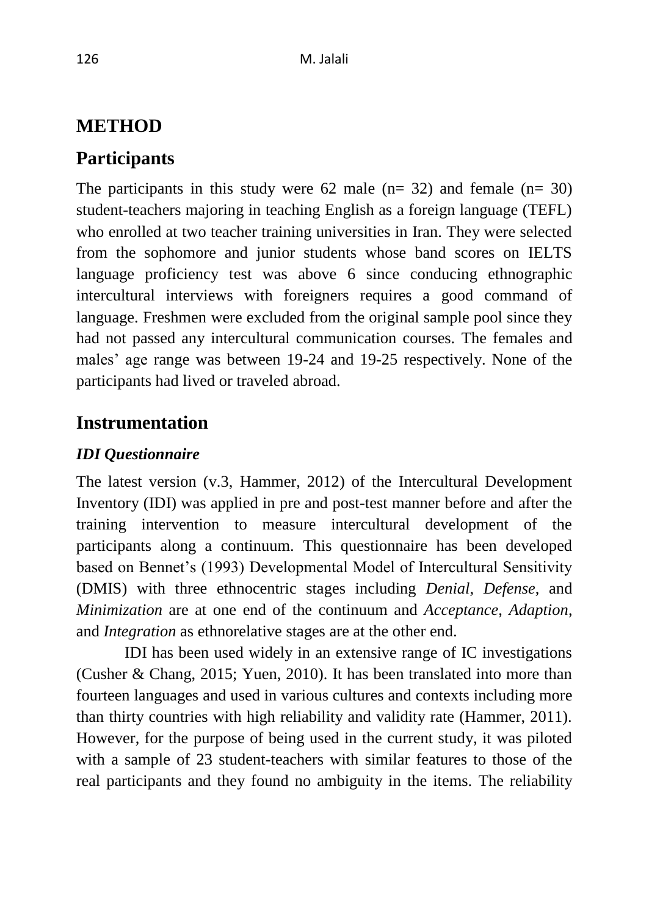# METHOD

## Participants

The participants in this study were 62 male (n= 32) and female (n= 30) student-teachers majoring in teaching English as a foreign language (TEFL) who enrolled at two teacher training universities in Iran. They were selected from the sophomore and junior students whose band scores on IELTS language proficiency test was above 6 since conducing ethnographic intercultural interviews with foreigners requires a good command of language. Freshmen were excluded from the original sample pool since they had not passed any intercultural communication courses. The females and males' age range was between 19-24 and 19-25 respectively. None of the participants had lived or traveled abroad.

## Instrumentation

### *IDI Questionnaire*

The latest version (v.3, Hammer, 2012) of the Intercultural Development Inventory (IDI) was applied in pre and post-test manner before and after the training intervention to measure intercultural development of the participants along a continuum. This questionnaire has been developed based on Bennet's (1993) Developmental Model of Intercultural Sensitivity (DMIS) with three ethnocentric stages including *Denial*, *Defense*, and *Minimization* are at one end of the continuum and *Acceptance*, *Adaption*, and *Integration* as ethnorelative stages are at the other end.

IDI has been used widely in an extensive range of IC investigations (Cusher & Chang, 2015; Yuen, 2010). It has been translated into more than fourteen languages and used in various cultures and contexts including more than thirty countries with high reliability and validity rate (Hammer, 2011). However, for the purpose of being used in the current study, it was piloted with a sample of 23 student-teachers with similar features to those of the real participants and they found no ambiguity in the items. The reliability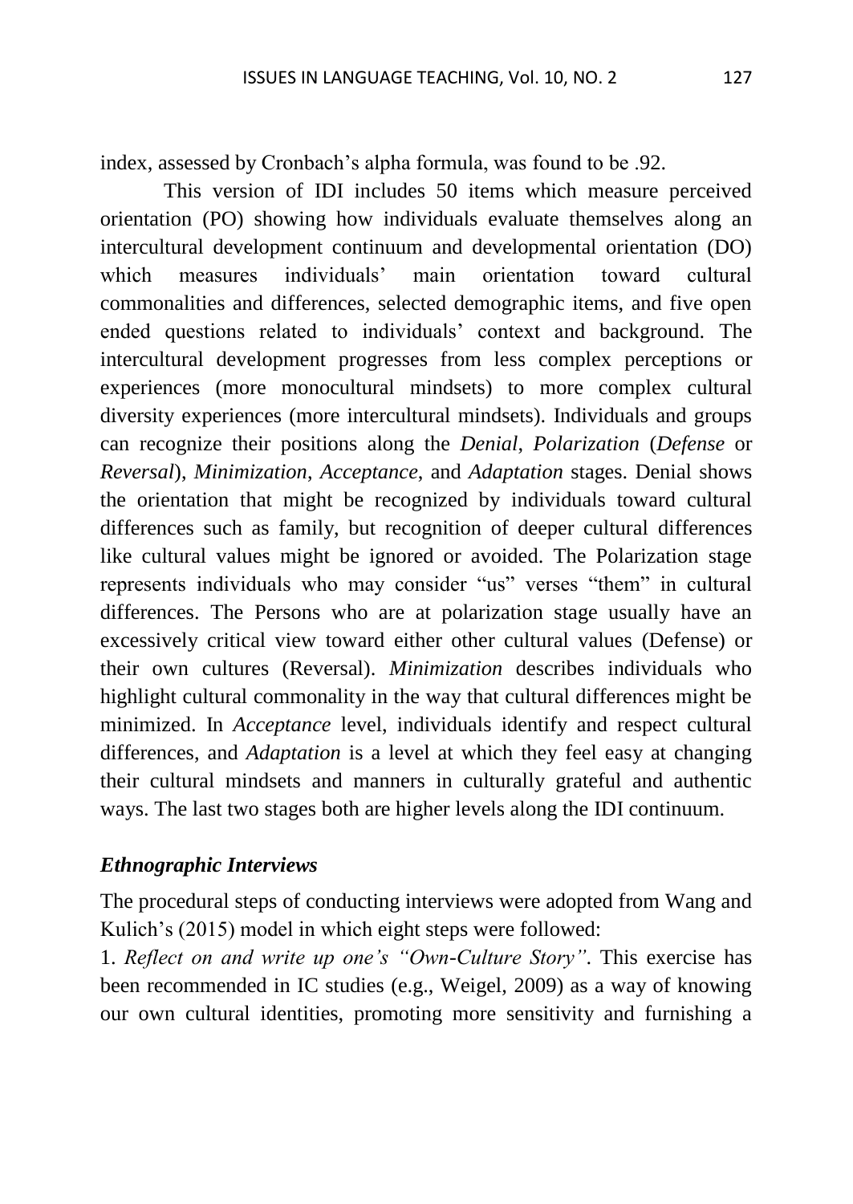index, assessed by Cronbach's alpha formula, was found to be .92.

This version of IDI includes 50 items which measure perceived orientation (PO) showing how individuals evaluate themselves along an intercultural development continuum and developmental orientation (DO) which measures individuals' main orientation toward cultural commonalities and differences, selected demographic items, and five open ended questions related to individuals' context and background. The intercultural development progresses from less complex perceptions or experiences (more monocultural mindsets) to more complex cultural diversity experiences (more intercultural mindsets). Individuals and groups can recognize their positions along the *Denial*, *Polarization* (*Defense* or *Reversal*), *Minimization*, *Acceptance*, and *Adaptation* stages. Denial shows the orientation that might be recognized by individuals toward cultural differences such as family, but recognition of deeper cultural differences like cultural values might be ignored or avoided. The Polarization stage represents individuals who may consider "us" verses "them" in cultural differences. The Persons who are at polarization stage usually have an excessively critical view toward either other cultural values (Defense) or their own cultures (Reversal). *Minimization* describes individuals who highlight cultural commonality in the way that cultural differences might be minimized. In *Acceptance* level, individuals identify and respect cultural differences, and *Adaptation* is a level at which they feel easy at changing their cultural mindsets and manners in culturally grateful and authentic ways. The last two stages both are higher levels along the IDI continuum.

### *Ethnographic Interviews*

The procedural steps of conducting interviews were adopted from Wang and Kulich's (2015) model in which eight steps were followed:

1. *Reflect on and write up one's "Own-Culture Story"*. This exercise has been recommended in IC studies (e.g., Weigel, 2009) as a way of knowing our own cultural identities, promoting more sensitivity and furnishing a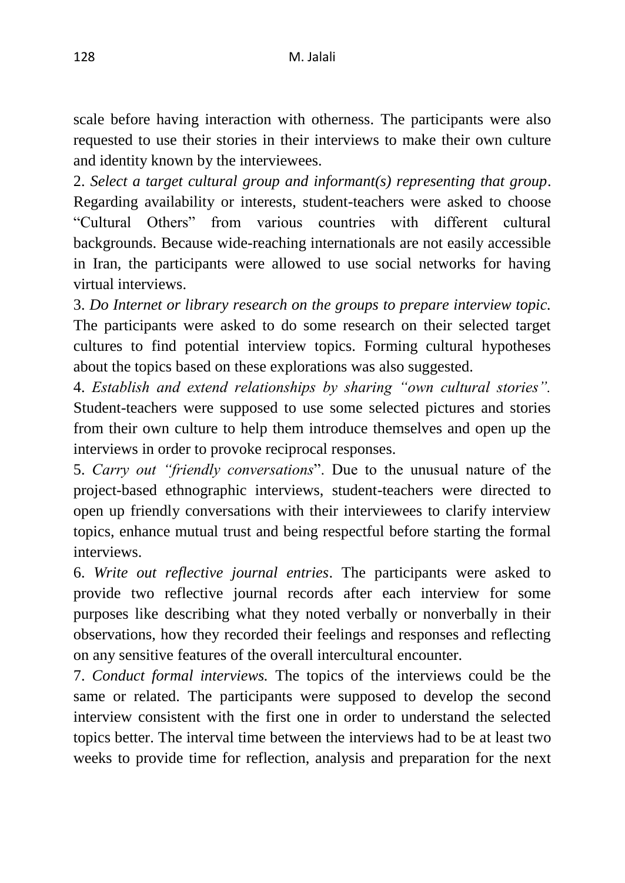scale before having interaction with otherness. The participants were also requested to use their stories in their interviews to make their own culture and identity known by the interviewees.

2. *Select a target cultural group and informant(s) representing that group*. Regarding availability or interests, student-teachers were asked to choose "Cultural Others" from various countries with different cultural backgrounds. Because wide-reaching internationals are not easily accessible in Iran, the participants were allowed to use social networks for having virtual interviews.

3. *Do Internet or library research on the groups to prepare interview topic.* The participants were asked to do some research on their selected target cultures to find potential interview topics. Forming cultural hypotheses about the topics based on these explorations was also suggested.

4. *Establish and extend relationships by sharing "own cultural stories".* Student-teachers were supposed to use some selected pictures and stories from their own culture to help them introduce themselves and open up the interviews in order to provoke reciprocal responses.

5. *Carry out "friendly conversations*". Due to the unusual nature of the project-based ethnographic interviews, student-teachers were directed to open up friendly conversations with their interviewees to clarify interview topics, enhance mutual trust and being respectful before starting the formal interviews.

6. *Write out reflective journal entries*. The participants were asked to provide two reflective journal records after each interview for some purposes like describing what they noted verbally or nonverbally in their observations, how they recorded their feelings and responses and reflecting on any sensitive features of the overall intercultural encounter.

7. *Conduct formal interviews.* The topics of the interviews could be the same or related. The participants were supposed to develop the second interview consistent with the first one in order to understand the selected topics better. The interval time between the interviews had to be at least two weeks to provide time for reflection, analysis and preparation for the next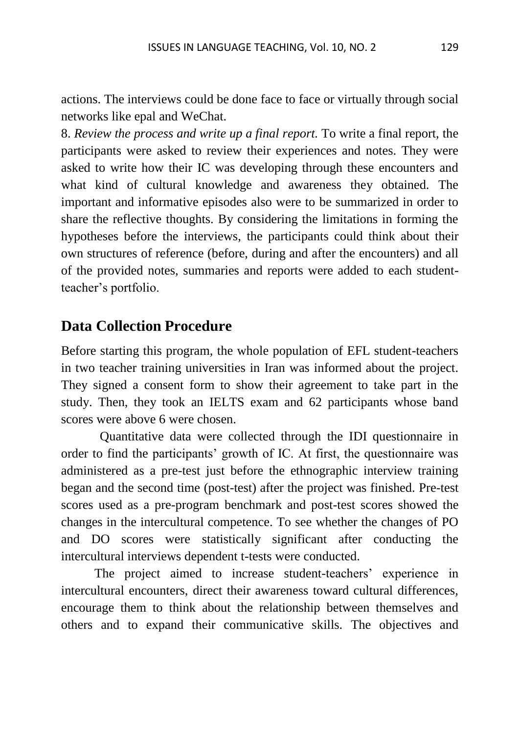actions. The interviews could be done face to face or virtually through social networks like epal and WeChat.

8. *Review the process and write up a final report.* To write a final report, the participants were asked to review their experiences and notes. They were asked to write how their IC was developing through these encounters and what kind of cultural knowledge and awareness they obtained. The important and informative episodes also were to be summarized in order to share the reflective thoughts. By considering the limitations in forming the hypotheses before the interviews, the participants could think about their own structures of reference (before, during and after the encounters) and all of the provided notes, summaries and reports were added to each student-teacher's portfolio.

## Data Collection Procedure

Before starting this program, the whole population of EFL student-teachers in two teacher training universities in Iran was informed about the project. They signed a consent form to show their agreement to take part in the study. Then, they took an IELTS exam and 62 participants whose band scores were above 6 were chosen.

Quantitative data were collected through the IDI questionnaire in order to find the participants' growth of IC. At first, the questionnaire was administered as a pre-test just before the ethnographic interview training began and the second time (post-test) after the project was finished. Pre-test scores used as a pre-program benchmark and post-test scores showed the changes in the intercultural competence. To see whether the changes of PO and DO scores were statistically significant after conducting the intercultural interviews dependent t-tests were conducted.

The project aimed to increase student-teachers' experience in intercultural encounters, direct their awareness toward cultural differences, encourage them to think about the relationship between themselves and others and to expand their communicative skills. The objectives and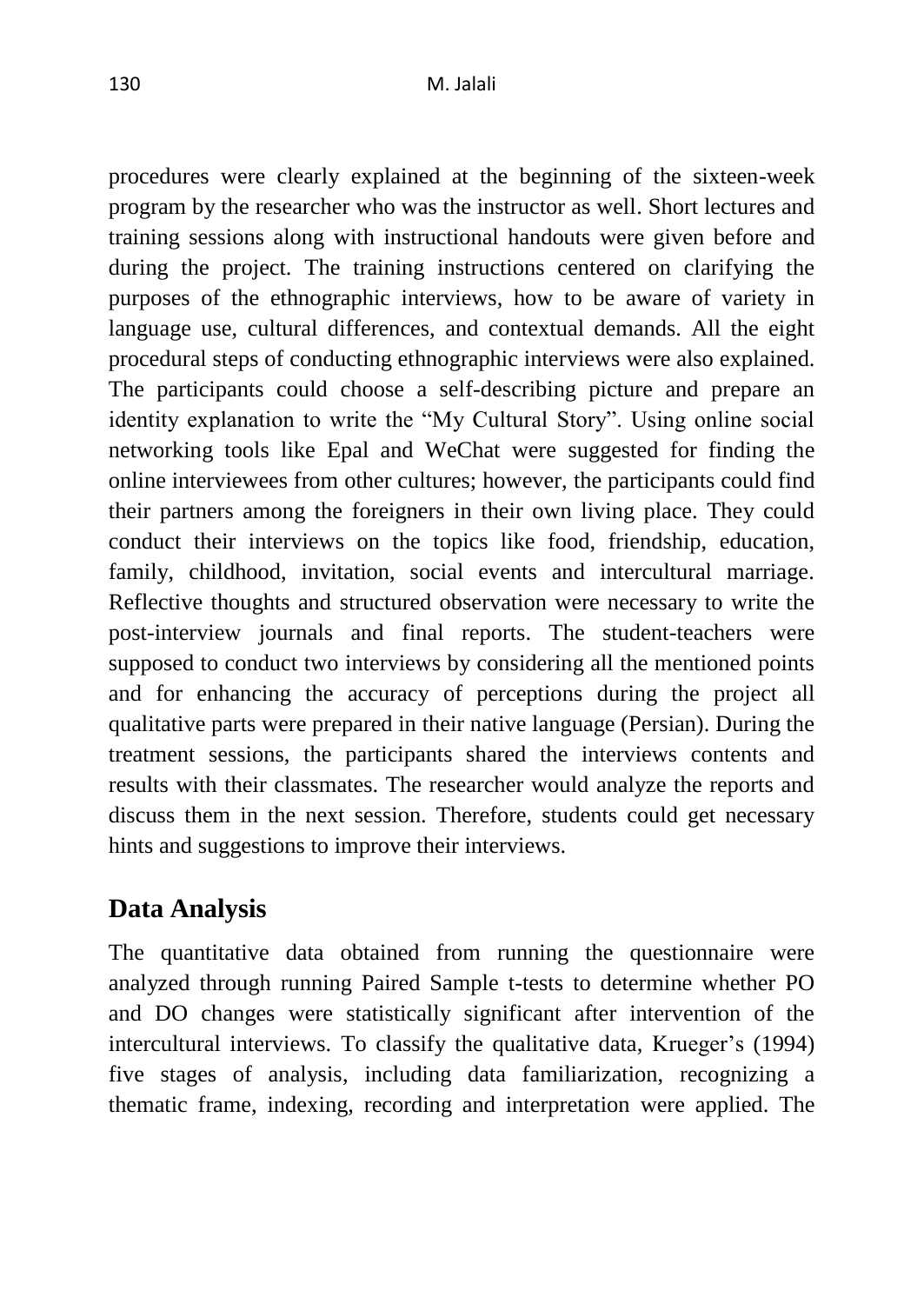procedures were clearly explained at the beginning of the sixteen-week program by the researcher who was the instructor as well. Short lectures and training sessions along with instructional handouts were given before and during the project. The training instructions centered on clarifying the purposes of the ethnographic interviews, how to be aware of variety in language use, cultural differences, and contextual demands. All the eight procedural steps of conducting ethnographic interviews were also explained. The participants could choose a self-describing picture and prepare an identity explanation to write the "My Cultural Story". Using online social networking tools like Epal and WeChat were suggested for finding the online interviewees from other cultures; however, the participants could find their partners among the foreigners in their own living place. They could conduct their interviews on the topics like food, friendship, education, family, childhood, invitation, social events and intercultural marriage. Reflective thoughts and structured observation were necessary to write the post-interview journals and final reports. The student-teachers were supposed to conduct two interviews by considering all the mentioned points and for enhancing the accuracy of perceptions during the project all qualitative parts were prepared in their native language (Persian). During the treatment sessions, the participants shared the interviews contents and results with their classmates. The researcher would analyze the reports and discuss them in the next session. Therefore, students could get necessary hints and suggestions to improve their interviews.

## Data Analysis

The quantitative data obtained from running the questionnaire were analyzed through running Paired Sample t-tests to determine whether PO and DO changes were statistically significant after intervention of the intercultural interviews. To classify the qualitative data, Krueger's (1994) five stages of analysis, including data familiarization, recognizing a thematic frame, indexing, recording and interpretation were applied. The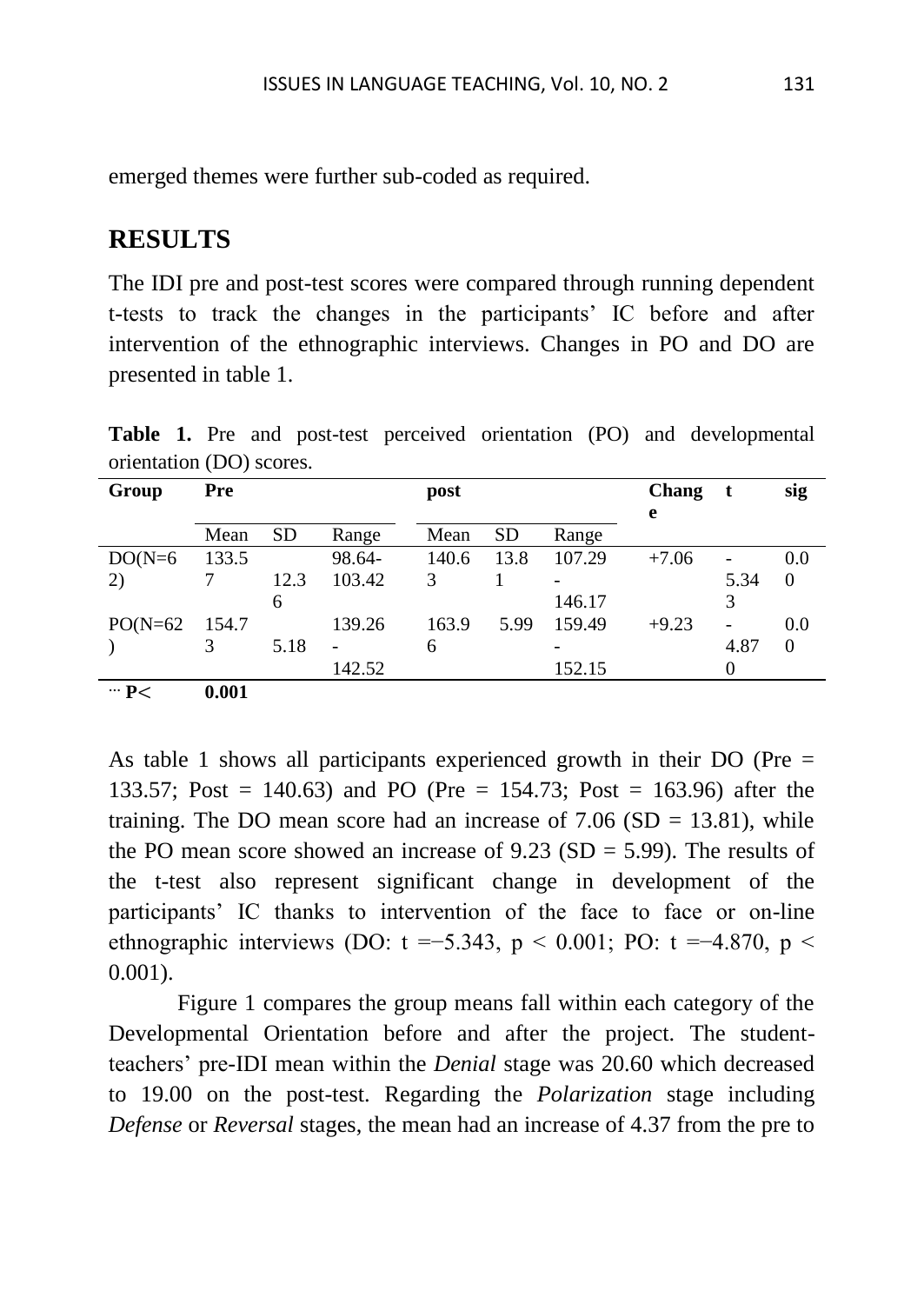emerged themes were further sub-coded as required.

## RESULTS

The IDI pre and post-test scores were compared through running dependent t-tests to track the changes in the participants' IC before and after intervention of the ethnographic interviews. Changes in PO and DO are presented in table 1.

**Table 1.** Pre and post-test perceived orientation (PO) and developmental orientation (DO) scores.

| Group | Pre | | | post | | | Change | t | sig |
|---|---|---|---|---|---|---|---|---|---|
| | Mean | SD | Range | Mean | SD | Range | | | |
| DO(N=62) | 133.57 | 12.36 | 98.64-103.42 | 140.63 | 13.81 | 107.29 - 146.17 | +7.06 | -5.343 | 0.00 |
| PO(N=62) | 154.73 | 5.18 | 139.26 - 142.52 | 163.96 | 5.99 | 159.49 - 152.15 | +9.23 | -4.870 | 0.00 |

*** P< 0.001

As table 1 shows all participants experienced growth in their DO (Pre = 133.57; Post = 140.63) and PO (Pre = 154.73; Post = 163.96) after the training. The DO mean score had an increase of 7.06 (SD = 13.81), while the PO mean score showed an increase of 9.23 (SD = 5.99). The results of the t-test also represent significant change in development of the participants' IC thanks to intervention of the face to face or on-line ethnographic interviews (DO: $t = -5.343$, $p < 0.001$; PO: $t = -4.870$, $p < 0.001$).

Figure 1 compares the group means fall within each category of the Developmental Orientation before and after the project. The student-teachers' pre-IDI mean within the *Denial* stage was 20.60 which decreased to 19.00 on the post-test. Regarding the *Polarization* stage including *Defense* or *Reversal* stages, the mean had an increase of 4.37 from the pre to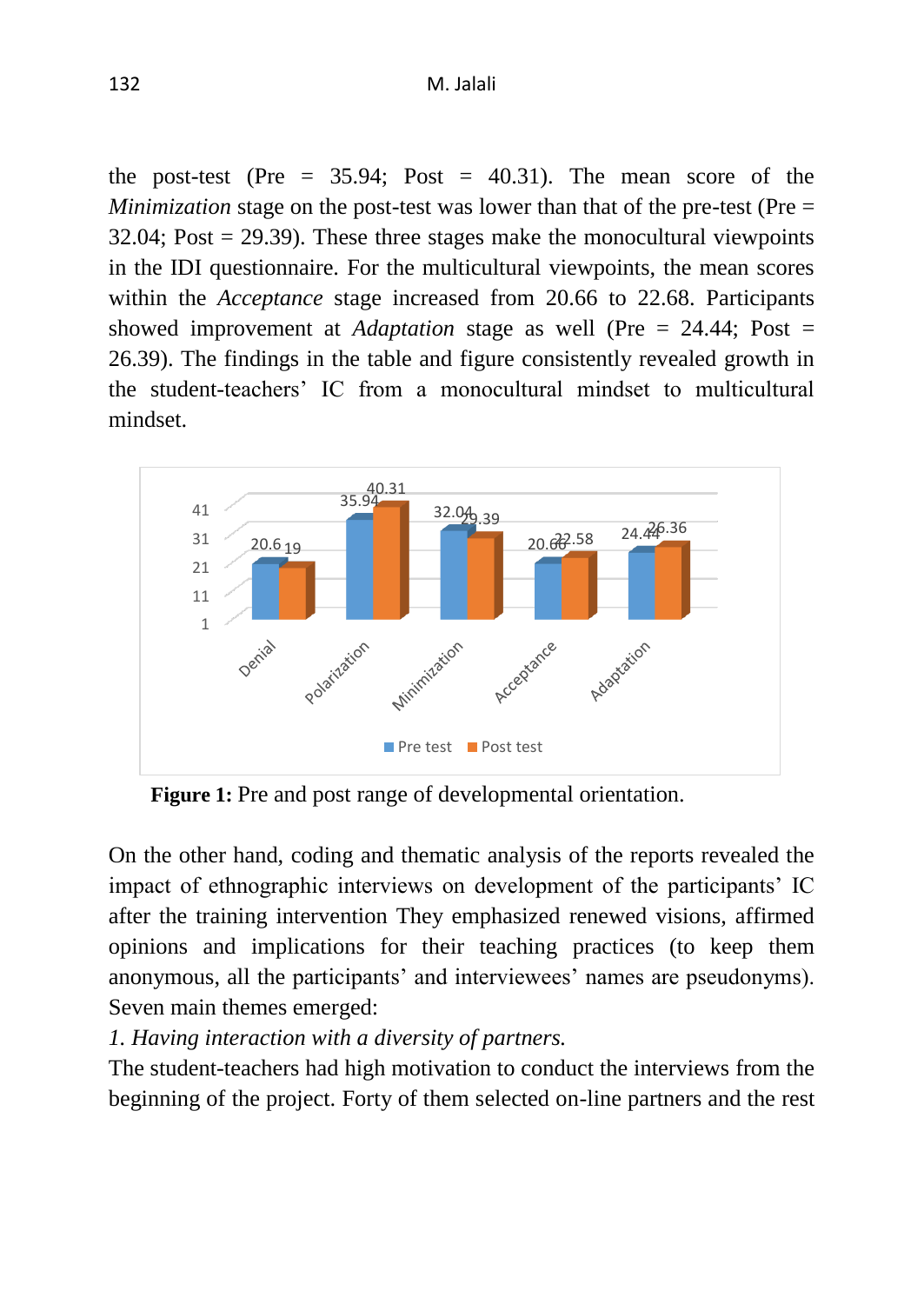the post-test (Pre = 35.94; Post = 40.31). The mean score of the *Minimization* stage on the post-test was lower than that of the pre-test (Pre = 32.04; Post = 29.39). These three stages make the monocultural viewpoints in the IDI questionnaire. For the multicultural viewpoints, the mean scores within the *Acceptance* stage increased from 20.66 to 22.68. Participants showed improvement at *Adaptation* stage as well (Pre = 24.44; Post = 26.39). The findings in the table and figure consistently revealed growth in the student-teachers' IC from a monocultural mindset to multicultural mindset.

**Figure 1:** Pre and post range of developmental orientation.

On the other hand, coding and thematic analysis of the reports revealed the impact of ethnographic interviews on development of the participants' IC after the training intervention They emphasized renewed visions, affirmed opinions and implications for their teaching practices (to keep them anonymous, all the participants' and interviewees' names are pseudonyms). Seven main themes emerged:

*1. Having interaction with a diversity of partners.*

The student-teachers had high motivation to conduct the interviews from the beginning of the project. Forty of them selected on-line partners and the rest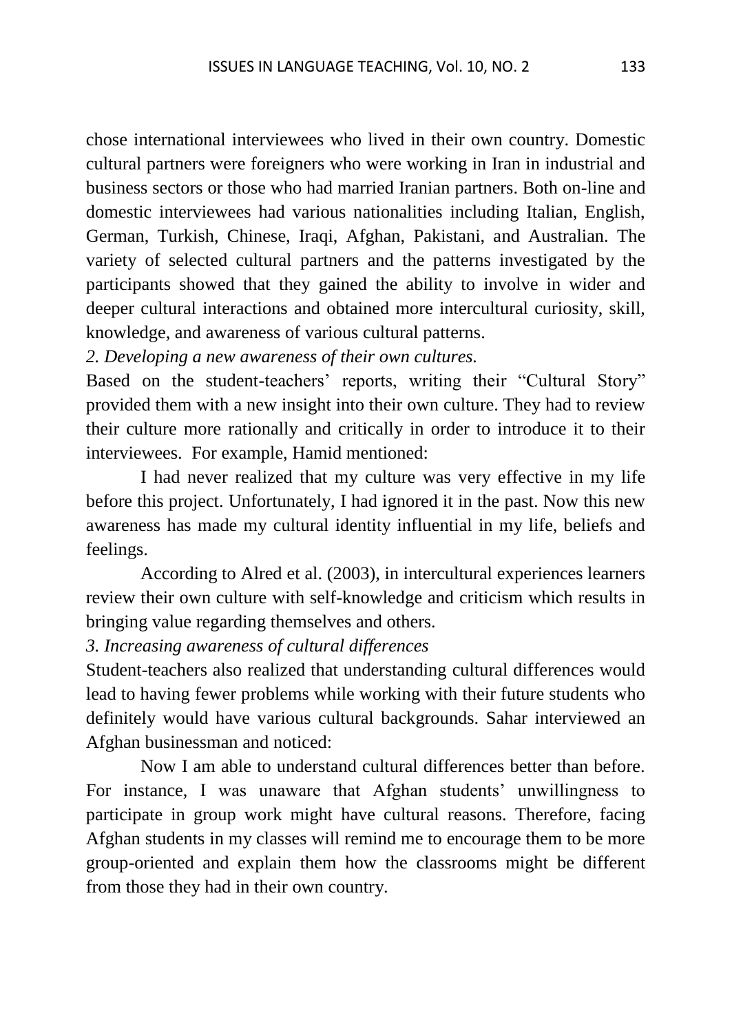chose international interviewees who lived in their own country. Domestic cultural partners were foreigners who were working in Iran in industrial and business sectors or those who had married Iranian partners. Both on-line and domestic interviewees had various nationalities including Italian, English, German, Turkish, Chinese, Iraqi, Afghan, Pakistani, and Australian. The variety of selected cultural partners and the patterns investigated by the participants showed that they gained the ability to involve in wider and deeper cultural interactions and obtained more intercultural curiosity, skill, knowledge, and awareness of various cultural patterns.

*2. Developing a new awareness of their own cultures.*

Based on the student-teachers' reports, writing their "Cultural Story" provided them with a new insight into their own culture. They had to review their culture more rationally and critically in order to introduce it to their interviewees. For example, Hamid mentioned:

I had never realized that my culture was very effective in my life before this project. Unfortunately, I had ignored it in the past. Now this new awareness has made my cultural identity influential in my life, beliefs and feelings.

According to Alred et al. (2003), in intercultural experiences learners review their own culture with self-knowledge and criticism which results in bringing value regarding themselves and others.

*3. Increasing awareness of cultural differences*

Student-teachers also realized that understanding cultural differences would lead to having fewer problems while working with their future students who definitely would have various cultural backgrounds. Sahar interviewed an Afghan businessman and noticed:

Now I am able to understand cultural differences better than before. For instance, I was unaware that Afghan students' unwillingness to participate in group work might have cultural reasons. Therefore, facing Afghan students in my classes will remind me to encourage them to be more group-oriented and explain them how the classrooms might be different from those they had in their own country.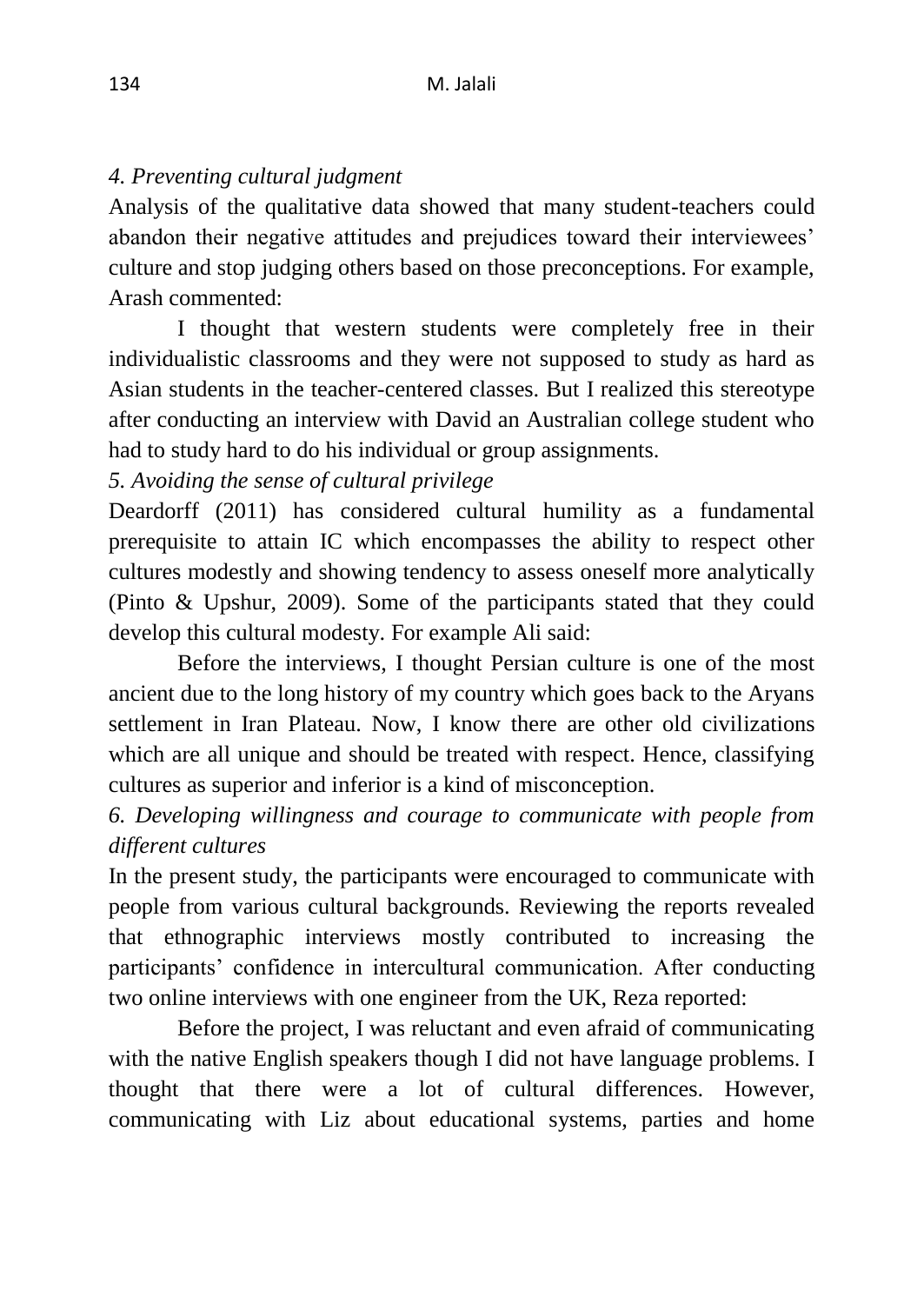*4. Preventing cultural judgment*

Analysis of the qualitative data showed that many student-teachers could abandon their negative attitudes and prejudices toward their interviewees' culture and stop judging others based on those preconceptions. For example, Arash commented:

> I thought that western students were completely free in their individualistic classrooms and they were not supposed to study as hard as Asian students in the teacher-centered classes. But I realized this stereotype after conducting an interview with David an Australian college student who had to study hard to do his individual or group assignments.

*5. Avoiding the sense of cultural privilege*

Deardorff (2011) has considered cultural humility as a fundamental prerequisite to attain IC which encompasses the ability to respect other cultures modestly and showing tendency to assess oneself more analytically (Pinto & Upshur, 2009). Some of the participants stated that they could develop this cultural modesty. For example Ali said:

> Before the interviews, I thought Persian culture is one of the most ancient due to the long history of my country which goes back to the Aryans settlement in Iran Plateau. Now, I know there are other old civilizations which are all unique and should be treated with respect. Hence, classifying cultures as superior and inferior is a kind of misconception.

*6. Developing willingness and courage to communicate with people from different cultures*

In the present study, the participants were encouraged to communicate with people from various cultural backgrounds. Reviewing the reports revealed that ethnographic interviews mostly contributed to increasing the participants' confidence in intercultural communication. After conducting two online interviews with one engineer from the UK, Reza reported:

> Before the project, I was reluctant and even afraid of communicating with the native English speakers though I did not have language problems. I thought that there were a lot of cultural differences. However, communicating with Liz about educational systems, parties and home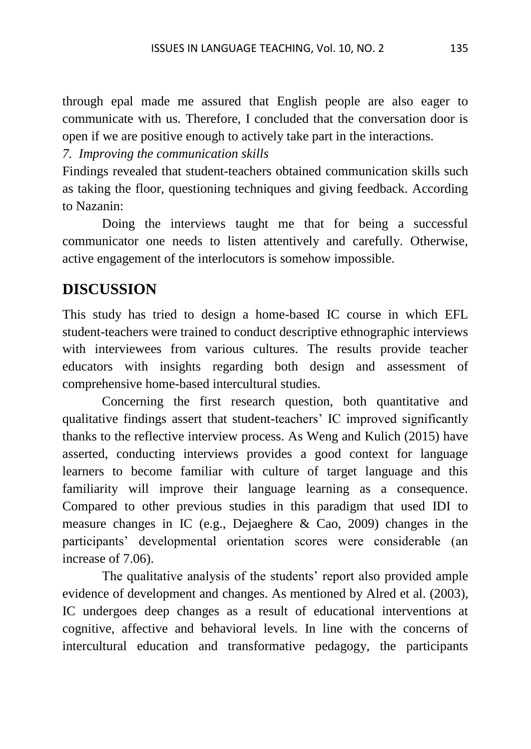through epal made me assured that English people are also eager to communicate with us. Therefore, I concluded that the conversation door is open if we are positive enough to actively take part in the interactions.

*7. Improving the communication skills*

Findings revealed that student-teachers obtained communication skills such as taking the floor, questioning techniques and giving feedback. According to Nazanin:

Doing the interviews taught me that for being a successful communicator one needs to listen attentively and carefully. Otherwise, active engagement of the interlocutors is somehow impossible.

## DISCUSSION

This study has tried to design a home-based IC course in which EFL student-teachers were trained to conduct descriptive ethnographic interviews with interviewees from various cultures. The results provide teacher educators with insights regarding both design and assessment of comprehensive home-based intercultural studies.

Concerning the first research question, both quantitative and qualitative findings assert that student-teachers' IC improved significantly thanks to the reflective interview process. As Weng and Kulich (2015) have asserted, conducting interviews provides a good context for language learners to become familiar with culture of target language and this familiarity will improve their language learning as a consequence. Compared to other previous studies in this paradigm that used IDI to measure changes in IC (e.g., Dejaeghere & Cao, 2009) changes in the participants' developmental orientation scores were considerable (an increase of 7.06).

The qualitative analysis of the students' report also provided ample evidence of development and changes. As mentioned by Alred et al. (2003), IC undergoes deep changes as a result of educational interventions at cognitive, affective and behavioral levels. In line with the concerns of intercultural education and transformative pedagogy, the participants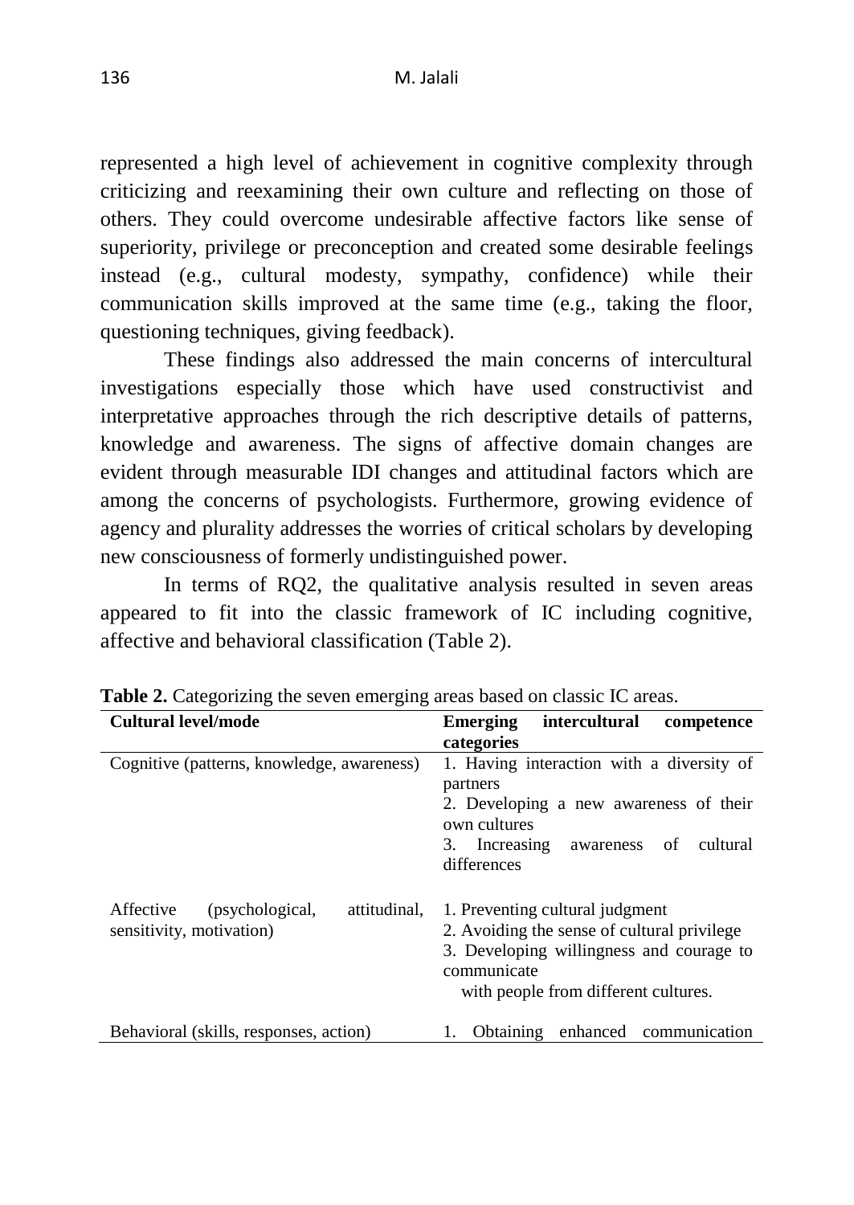represented a high level of achievement in cognitive complexity through criticizing and reexamining their own culture and reflecting on those of others. They could overcome undesirable affective factors like sense of superiority, privilege or preconception and created some desirable feelings instead (e.g., cultural modesty, sympathy, confidence) while their communication skills improved at the same time (e.g., taking the floor, questioning techniques, giving feedback).

These findings also addressed the main concerns of intercultural investigations especially those which have used constructivist and interpretative approaches through the rich descriptive details of patterns, knowledge and awareness. The signs of affective domain changes are evident through measurable IDI changes and attitudinal factors which are among the concerns of psychologists. Furthermore, growing evidence of agency and plurality addresses the worries of critical scholars by developing new consciousness of formerly undistinguished power.

In terms of RQ2, the qualitative analysis resulted in seven areas appeared to fit into the classic framework of IC including cognitive, affective and behavioral classification (Table 2).

**Table 2.** Categorizing the seven emerging areas based on classic IC areas.

| **Cultural level/mode** | **Emerging intercultural competence categories** |
|---|---|
| Cognitive (patterns, knowledge, awareness) | 1. Having interaction with a diversity of partners<br>2. Developing a new awareness of their own cultures<br>3. Increasing awareness of cultural differences |
| Affective (psychological, attitudinal, sensitivity, motivation) | 1. Preventing cultural judgment<br>2. Avoiding the sense of cultural privilege<br>3. Developing willingness and courage to communicate with people from different cultures. |
| Behavioral (skills, responses, action) | 1. Obtaining enhanced communication |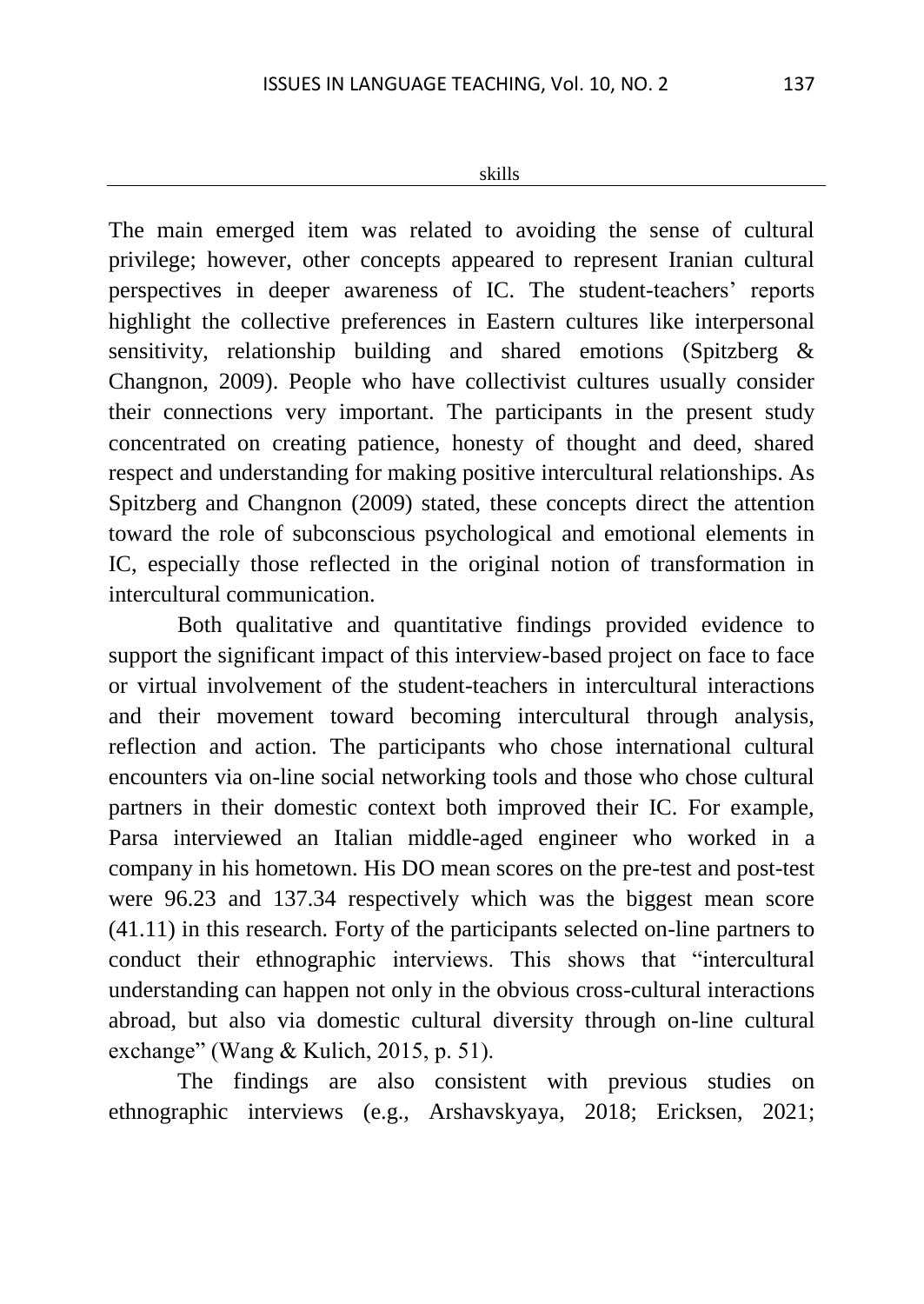skills

The main emerged item was related to avoiding the sense of cultural privilege; however, other concepts appeared to represent Iranian cultural perspectives in deeper awareness of IC. The student-teachers' reports highlight the collective preferences in Eastern cultures like interpersonal sensitivity, relationship building and shared emotions (Spitzberg & Changnon, 2009). People who have collectivist cultures usually consider their connections very important. The participants in the present study concentrated on creating patience, honesty of thought and deed, shared respect and understanding for making positive intercultural relationships. As Spitzberg and Changnon (2009) stated, these concepts direct the attention toward the role of subconscious psychological and emotional elements in IC, especially those reflected in the original notion of transformation in intercultural communication.

Both qualitative and quantitative findings provided evidence to support the significant impact of this interview-based project on face to face or virtual involvement of the student-teachers in intercultural interactions and their movement toward becoming intercultural through analysis, reflection and action. The participants who chose international cultural encounters via on-line social networking tools and those who chose cultural partners in their domestic context both improved their IC. For example, Parsa interviewed an Italian middle-aged engineer who worked in a company in his hometown. His DO mean scores on the pre-test and post-test were 96.23 and 137.34 respectively which was the biggest mean score (41.11) in this research. Forty of the participants selected on-line partners to conduct their ethnographic interviews. This shows that "intercultural understanding can happen not only in the obvious cross-cultural interactions abroad, but also via domestic cultural diversity through on-line cultural exchange" (Wang & Kulich, 2015, p. 51).

The findings are also consistent with previous studies on ethnographic interviews (e.g., Arshavskyaya, 2018; Ericksen, 2021;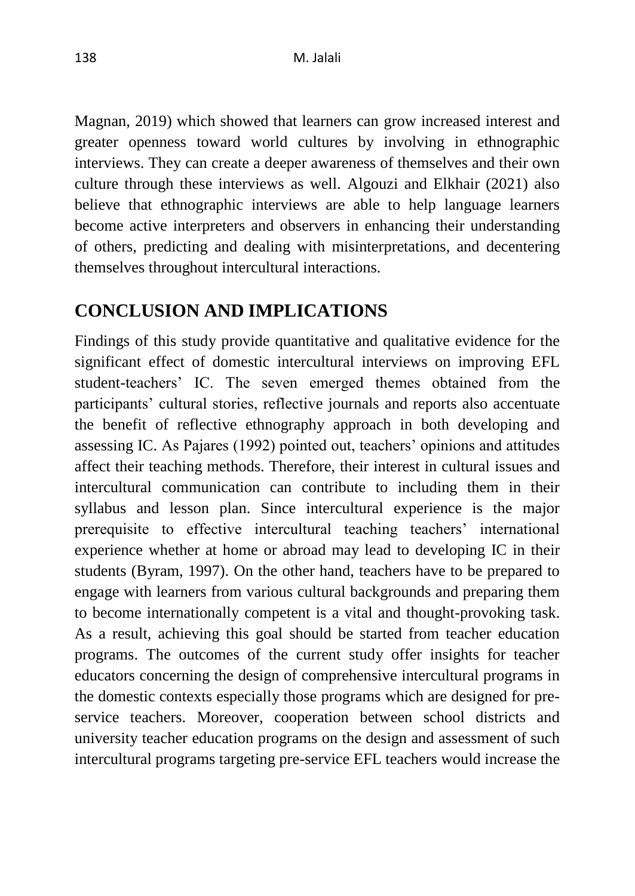Magnan, 2019) which showed that learners can grow increased interest and greater openness toward world cultures by involving in ethnographic interviews. They can create a deeper awareness of themselves and their own culture through these interviews as well. Algouzi and Elkhair (2021) also believe that ethnographic interviews are able to help language learners become active interpreters and observers in enhancing their understanding of others, predicting and dealing with misinterpretations, and decentering themselves throughout intercultural interactions.

## CONCLUSION AND IMPLICATIONS

Findings of this study provide quantitative and qualitative evidence for the significant effect of domestic intercultural interviews on improving EFL student-teachers' IC. The seven emerged themes obtained from the participants' cultural stories, reflective journals and reports also accentuate the benefit of reflective ethnography approach in both developing and assessing IC. As Pajares (1992) pointed out, teachers' opinions and attitudes affect their teaching methods. Therefore, their interest in cultural issues and intercultural communication can contribute to including them in their syllabus and lesson plan. Since intercultural experience is the major prerequisite to effective intercultural teaching teachers' international experience whether at home or abroad may lead to developing IC in their students (Byram, 1997). On the other hand, teachers have to be prepared to engage with learners from various cultural backgrounds and preparing them to become internationally competent is a vital and thought-provoking task. As a result, achieving this goal should be started from teacher education programs. The outcomes of the current study offer insights for teacher educators concerning the design of comprehensive intercultural programs in the domestic contexts especially those programs which are designed for pre-service teachers. Moreover, cooperation between school districts and university teacher education programs on the design and assessment of such intercultural programs targeting pre-service EFL teachers would increase the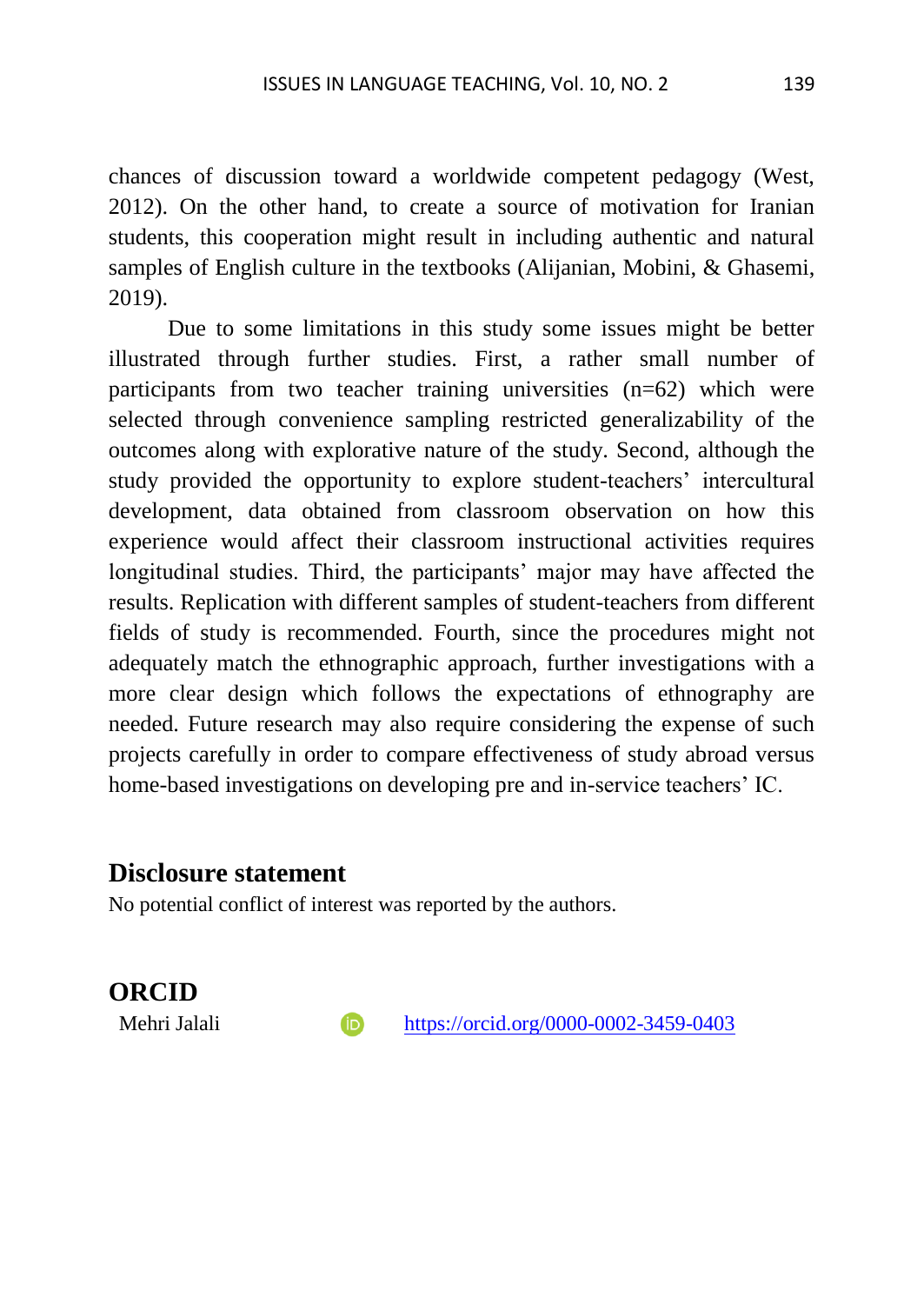chances of discussion toward a worldwide competent pedagogy (West, 2012). On the other hand, to create a source of motivation for Iranian students, this cooperation might result in including authentic and natural samples of English culture in the textbooks (Alijanian, Mobini, & Ghasemi, 2019).

Due to some limitations in this study some issues might be better illustrated through further studies. First, a rather small number of participants from two teacher training universities (n=62) which were selected through convenience sampling restricted generalizability of the outcomes along with explorative nature of the study. Second, although the study provided the opportunity to explore student-teachers' intercultural development, data obtained from classroom observation on how this experience would affect their classroom instructional activities requires longitudinal studies. Third, the participants' major may have affected the results. Replication with different samples of student-teachers from different fields of study is recommended. Fourth, since the procedures might not adequately match the ethnographic approach, further investigations with a more clear design which follows the expectations of ethnography are needed. Future research may also require considering the expense of such projects carefully in order to compare effectiveness of study abroad versus home-based investigations on developing pre and in-service teachers' IC.

## Disclosure statement

No potential conflict of interest was reported by the authors.

## ORCID

Mehri Jalali https://orcid.org/0000-0002-3459-0403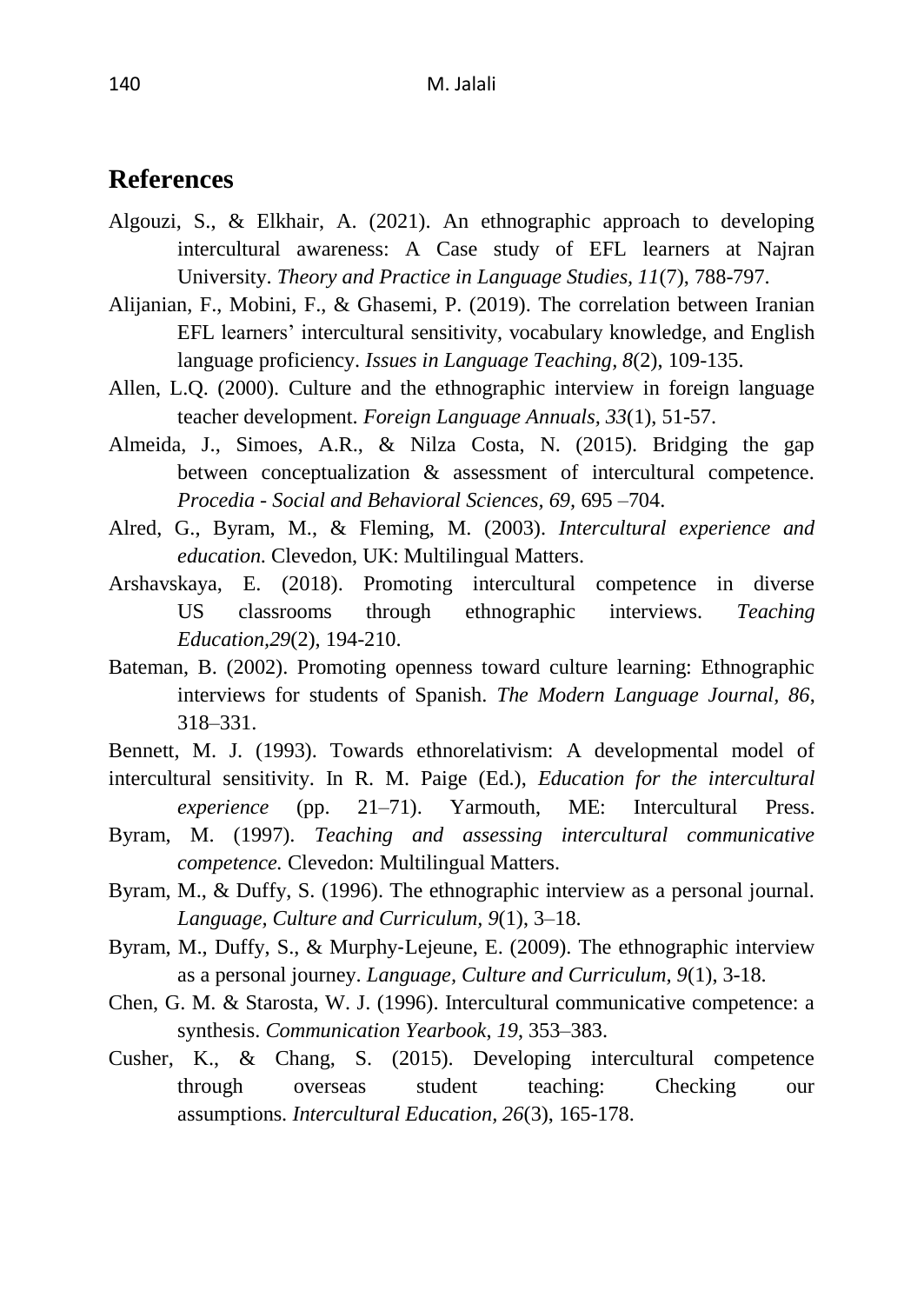## References

Algouzi, S., & Elkhair, A. (2021). An ethnographic approach to developing intercultural awareness: A Case study of EFL learners at Najran University. *Theory and Practice in Language Studies, 11*(7), 788-797.

Alijanian, F., Mobini, F., & Ghasemi, P. (2019). The correlation between Iranian EFL learners' intercultural sensitivity, vocabulary knowledge, and English language proficiency. *Issues in Language Teaching, 8*(2), 109-135.

Allen, L.Q. (2000). Culture and the ethnographic interview in foreign language teacher development. *Foreign Language Annuals, 33*(1), 51-57.

Almeida, J., Simoes, A.R., & Nilza Costa, N. (2015). Bridging the gap between conceptualization & assessment of intercultural competence. *Procedia - Social and Behavioral Sciences, 69*, 695 –704.

Alred, G., Byram, M., & Fleming, M. (2003). *Intercultural experience and education.* Clevedon, UK: Multilingual Matters.

Arshavskaya, E. (2018). Promoting intercultural competence in diverse US classrooms through ethnographic interviews. *Teaching Education,29*(2), 194-210.

Bateman, B. (2002). Promoting openness toward culture learning: Ethnographic interviews for students of Spanish. *The Modern Language Journal, 86*, 318–331.

Bennett, M. J. (1993). Towards ethnorelativism: A developmental model of intercultural sensitivity. In R. M. Paige (Ed.), *Education for the intercultural experience* (pp. 21–71). Yarmouth, ME: Intercultural Press.

Byram, M. (1997). *Teaching and assessing intercultural communicative competence.* Clevedon: Multilingual Matters.

Byram, M., & Duffy, S. (1996). The ethnographic interview as a personal journal. *Language, Culture and Curriculum, 9*(1), 3–18.

Byram, M., Duffy, S., & Murphy-Lejeune, E. (2009). The ethnographic interview as a personal journey. *Language, Culture and Curriculum, 9*(1), 3-18.

Chen, G. M. & Starosta, W. J. (1996). Intercultural communicative competence: a synthesis. *Communication Yearbook, 19*, 353–383.

Cusher, K., & Chang, S. (2015). Developing intercultural competence through overseas student teaching: Checking our assumptions. *Intercultural Education, 26*(3), 165-178.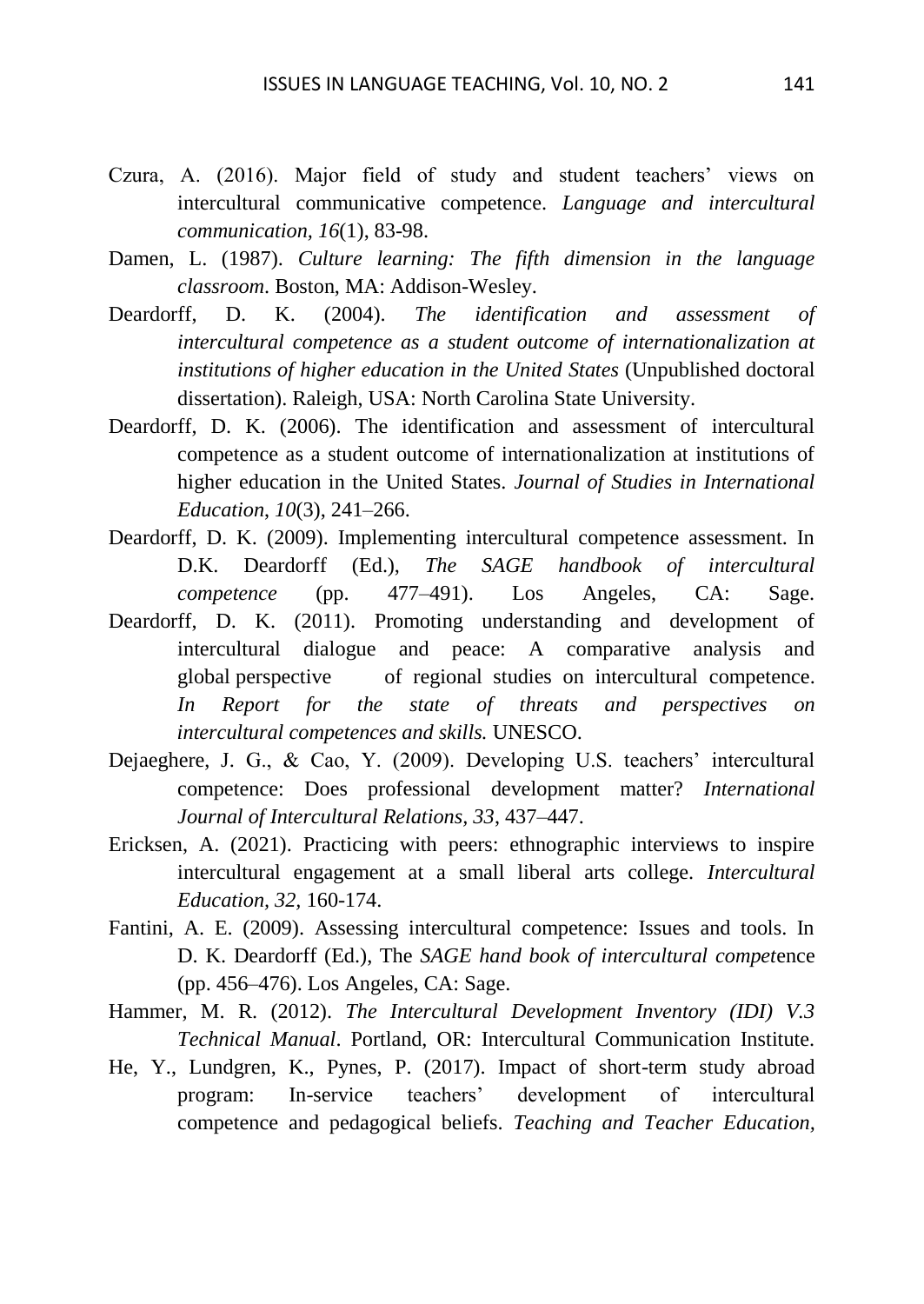Czura, A. (2016). Major field of study and student teachers' views on intercultural communicative competence. *Language and intercultural communication*, *16*(1), 83-98.

Damen, L. (1987). *Culture learning: The fifth dimension in the language classroom*. Boston, MA: Addison-Wesley.

Deardorff, D. K. (2004). *The identification and assessment of intercultural competence as a student outcome of internationalization at institutions of higher education in the United States* (Unpublished doctoral dissertation). Raleigh, USA: North Carolina State University.

Deardorff, D. K. (2006). The identification and assessment of intercultural competence as a student outcome of internationalization at institutions of higher education in the United States. *Journal of Studies in International Education*, *10*(3), 241–266.

Deardorff, D. K. (2009). Implementing intercultural competence assessment. In D.K. Deardorff (Ed.), *The SAGE handbook of intercultural competence* (pp. 477–491). Los Angeles, CA: Sage.

Deardorff, D. K. (2011). Promoting understanding and development of intercultural dialogue and peace: A comparative analysis and global perspective of regional studies on intercultural competence. *In Report for the state of threats and perspectives on intercultural competences and skills.* UNESCO.

Dejaeghere, J. G., & Cao, Y. (2009). Developing U.S. teachers' intercultural competence: Does professional development matter? *International Journal of Intercultural Relations*, *33*, 437–447.

Ericksen, A. (2021). Practicing with peers: ethnographic interviews to inspire intercultural engagement at a small liberal arts college. *Intercultural Education*, *32*, 160-174.

Fantini, A. E. (2009). Assessing intercultural competence: Issues and tools. In D. K. Deardorff (Ed.), The *SAGE hand book of intercultural compet*ence (pp. 456–476). Los Angeles, CA: Sage.

Hammer, M. R. (2012). *The Intercultural Development Inventory (IDI) V.3 Technical Manual*. Portland, OR: Intercultural Communication Institute.

He, Y., Lundgren, K., Pynes, P. (2017). Impact of short-term study abroad program: In-service teachers' development of intercultural competence and pedagogical beliefs. *Teaching and Teacher Education*,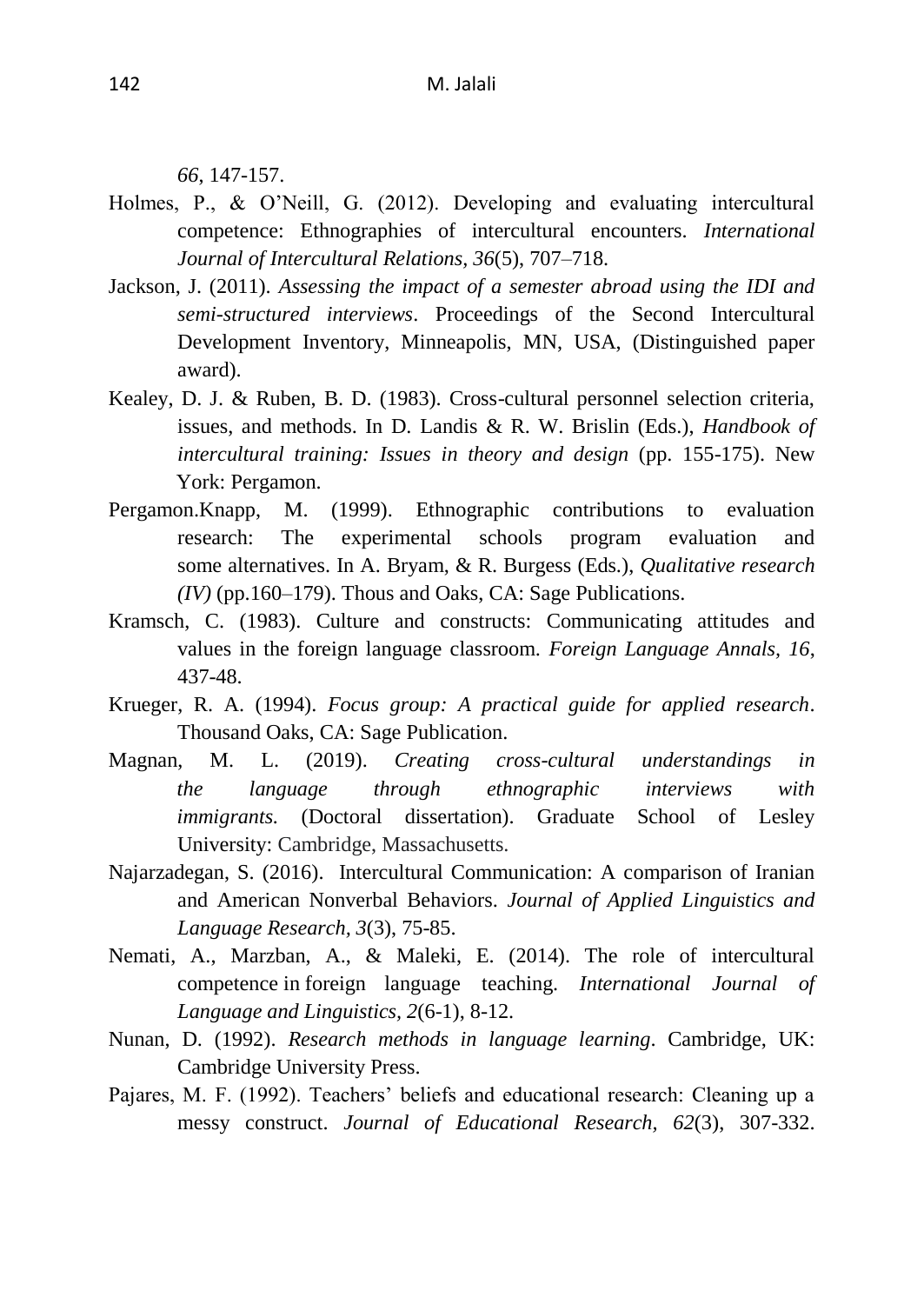*66*, 147-157.

Holmes, P., & O'Neill, G. (2012). Developing and evaluating intercultural competence: Ethnographies of intercultural encounters. *International Journal of Intercultural Relations*, *36*(5), 707–718.

Jackson, J. (2011). *Assessing the impact of a semester abroad using the IDI and semi-structured interviews*. Proceedings of the Second Intercultural Development Inventory, Minneapolis, MN, USA, (Distinguished paper award).

Kealey, D. J. & Ruben, B. D. (1983). Cross-cultural personnel selection criteria, issues, and methods. In D. Landis & R. W. Brislin (Eds.), *Handbook of intercultural training: Issues in theory and design* (pp. 155-175). New York: Pergamon.

Pergamon.Knapp, M. (1999). Ethnographic contributions to evaluation research: The experimental schools program evaluation and some alternatives. In A. Bryam, & R. Burgess (Eds.), *Qualitative research (IV)* (pp.160–179). Thous and Oaks, CA: Sage Publications.

Kramsch, C. (1983). Culture and constructs: Communicating attitudes and values in the foreign language classroom. *Foreign Language Annals*, *16*, 437-48.

Krueger, R. A. (1994). *Focus group: A practical guide for applied research*. Thousand Oaks, CA: Sage Publication.

Magnan, M. L. (2019). *Creating cross-cultural understandings in the language through ethnographic interviews with immigrants.* (Doctoral dissertation). Graduate School of Lesley University: Cambridge, Massachusetts.

Najarzadegan, S. (2016). Intercultural Communication: A comparison of Iranian and American Nonverbal Behaviors. *Journal of Applied Linguistics and Language Research, 3*(3), 75-85.

Nemati, A., Marzban, A., & Maleki, E. (2014). The role of intercultural competence in foreign language teaching. *International Journal of Language and Linguistics*, *2*(6-1), 8-12.

Nunan, D. (1992). *Research methods in language learning*. Cambridge, UK: Cambridge University Press.

Pajares, M. F. (1992). Teachers' beliefs and educational research: Cleaning up a messy construct. *Journal of Educational Research, 62*(3), 307-332.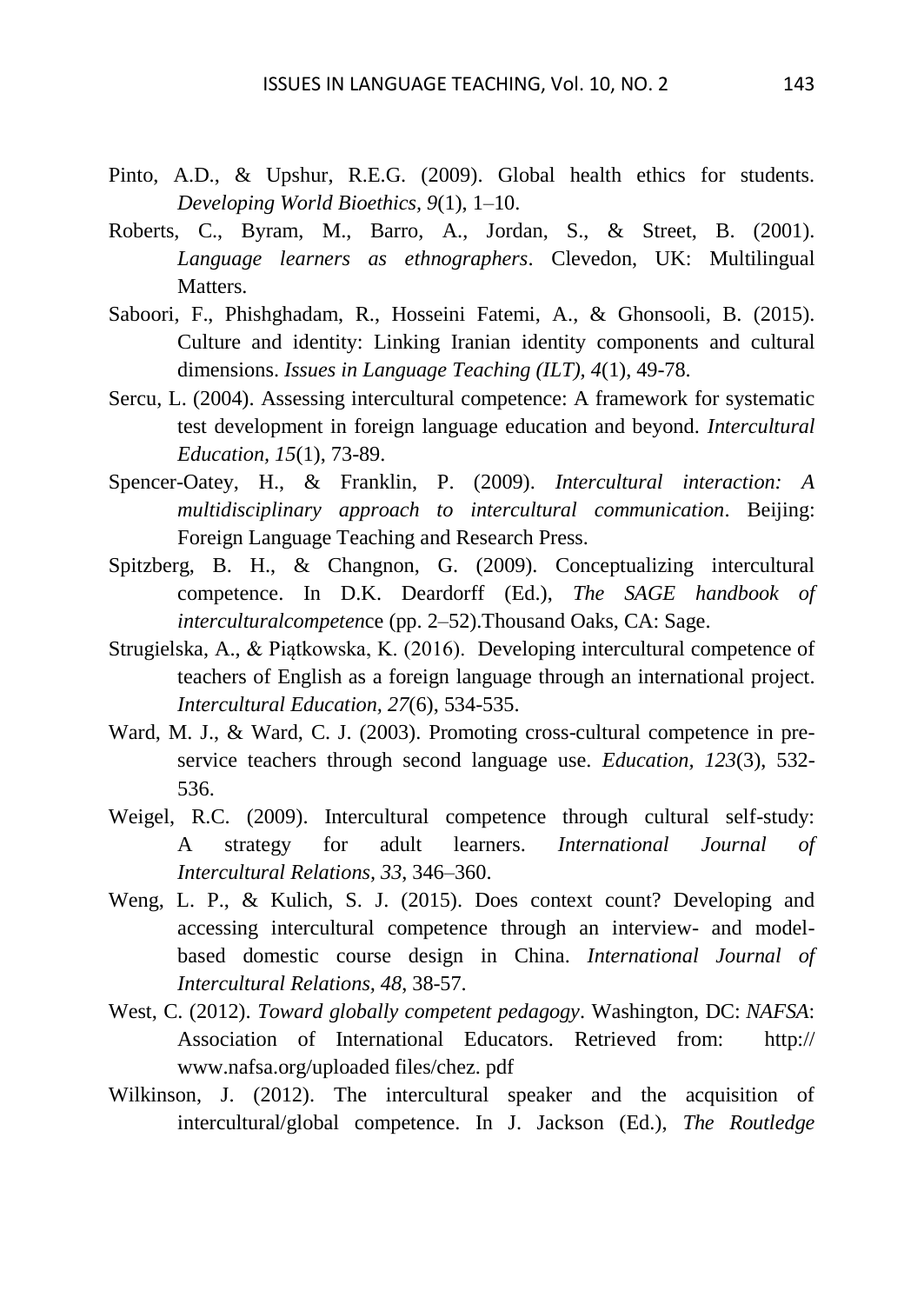Pinto, A.D., & Upshur, R.E.G. (2009). Global health ethics for students. *Developing World Bioethics*, *9*(1), 1–10.

Roberts, C., Byram, M., Barro, A., Jordan, S., & Street, B. (2001). *Language learners as ethnographers*. Clevedon, UK: Multilingual Matters.

Saboori, F., Phishghadam, R., Hosseini Fatemi, A., & Ghonsooli, B. (2015). Culture and identity: Linking Iranian identity components and cultural dimensions. *Issues in Language Teaching (ILT), 4*(1), 49-78.

Sercu, L. (2004). Assessing intercultural competence: A framework for systematic test development in foreign language education and beyond. *Intercultural Education*, *15*(1), 73-89.

Spencer-Oatey, H., & Franklin, P. (2009). *Intercultural interaction: A multidisciplinary approach to intercultural communication*. Beijing: Foreign Language Teaching and Research Press.

Spitzberg, B. H., & Changnon, G. (2009). Conceptualizing intercultural competence. In D.K. Deardorff (Ed.), *The SAGE handbook of interculturalcompetence* (pp. 2–52).Thousand Oaks, CA: Sage.

Strugielska, A., & Piątkowska, K. (2016). Developing intercultural competence of teachers of English as a foreign language through an international project. *Intercultural Education*, *27*(6), 534-535.

Ward, M. J., & Ward, C. J. (2003). Promoting cross-cultural competence in pre-service teachers through second language use. *Education*, *123*(3), 532-536.

Weigel, R.C. (2009). Intercultural competence through cultural self-study: A strategy for adult learners. *International Journal of Intercultural Relations, 33*, 346–360.

Weng, L. P., & Kulich, S. J. (2015). Does context count? Developing and accessing intercultural competence through an interview- and model-based domestic course design in China. *International Journal of Intercultural Relations, 48*, 38-57.

West, C. (2012). *Toward globally competent pedagogy*. Washington, DC: *NAFSA*: Association of International Educators. Retrieved from: http:// www.nafsa.org/uploaded files/chez. pdf

Wilkinson, J. (2012). The intercultural speaker and the acquisition of intercultural/global competence. In J. Jackson (Ed.), *The Routledge*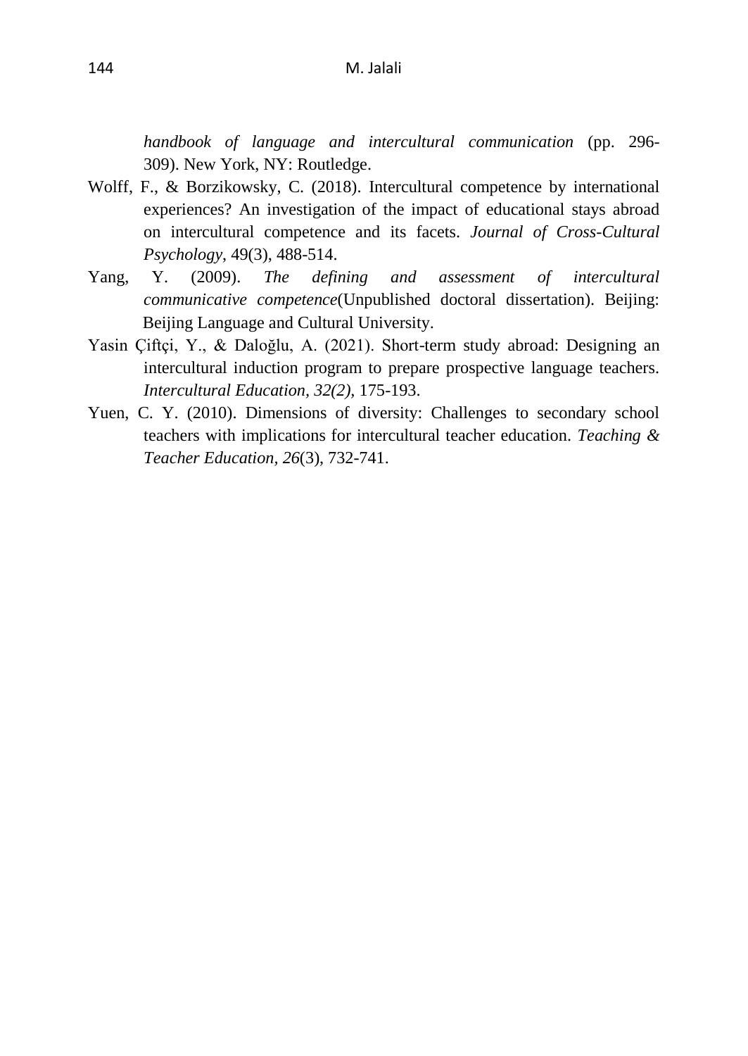*handbook of language and intercultural communication* (pp. 296-309). New York, NY: Routledge.

Wolff, F., & Borzikowsky, C. (2018). Intercultural competence by international experiences? An investigation of the impact of educational stays abroad on intercultural competence and its facets. *Journal of Cross-Cultural Psychology*, 49(3), 488-514.

Yang, Y. (2009). *The defining and assessment of intercultural communicative competence*(Unpublished doctoral dissertation). Beijing: Beijing Language and Cultural University.

Yasin Çiftçi, Y., & Daloğlu, A. (2021). Short-term study abroad: Designing an intercultural induction program to prepare prospective language teachers. *Intercultural Education, 32(2),* 175-193.

Yuen, C. Y. (2010). Dimensions of diversity: Challenges to secondary school teachers with implications for intercultural teacher education. *Teaching & Teacher Education, 26*(3), 732-741.